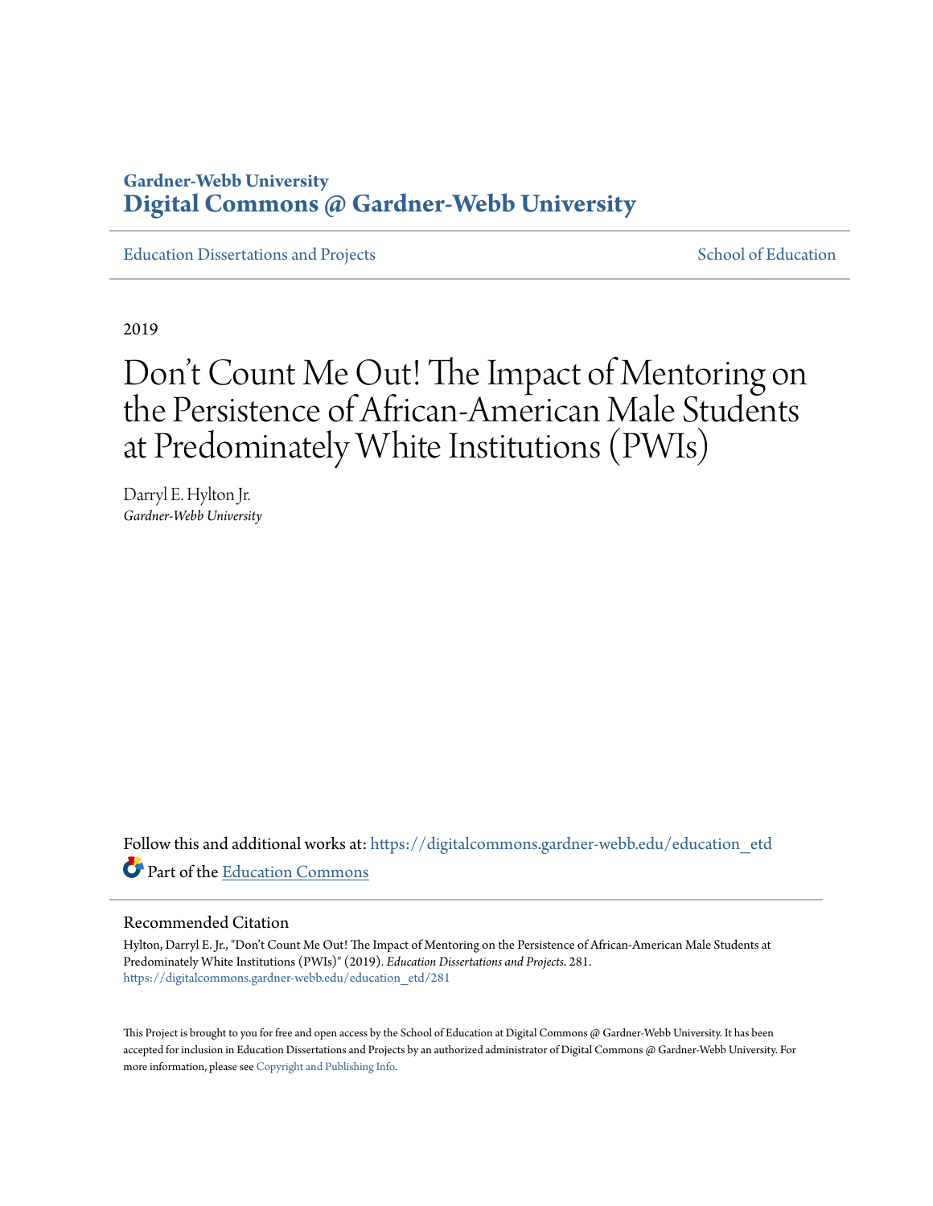Gardner-Webb University
**Digital Commons @ Gardner-Webb University**

Education Dissertations and Projects

School of Education

2019

# Don't Count Me Out! The Impact of Mentoring on the Persistence of African-American Male Students at Predominately White Institutions (PWIs)

Darryl E. Hylton Jr.
*Gardner-Webb University*

Follow this and additional works at: https://digitalcommons.gardner-webb.edu/education_etd

Part of the Education Commons

## Recommended Citation

Hylton, Darryl E. Jr., "Don't Count Me Out! The Impact of Mentoring on the Persistence of African-American Male Students at Predominately White Institutions (PWIs)" (2019). *Education Dissertations and Projects*. 281.
https://digitalcommons.gardner-webb.edu/education_etd/281

This Project is brought to you for free and open access by the School of Education at Digital Commons @ Gardner-Webb University. It has been accepted for inclusion in Education Dissertations and Projects by an authorized administrator of Digital Commons @ Gardner-Webb University. For more information, please see Copyright and Publishing Info.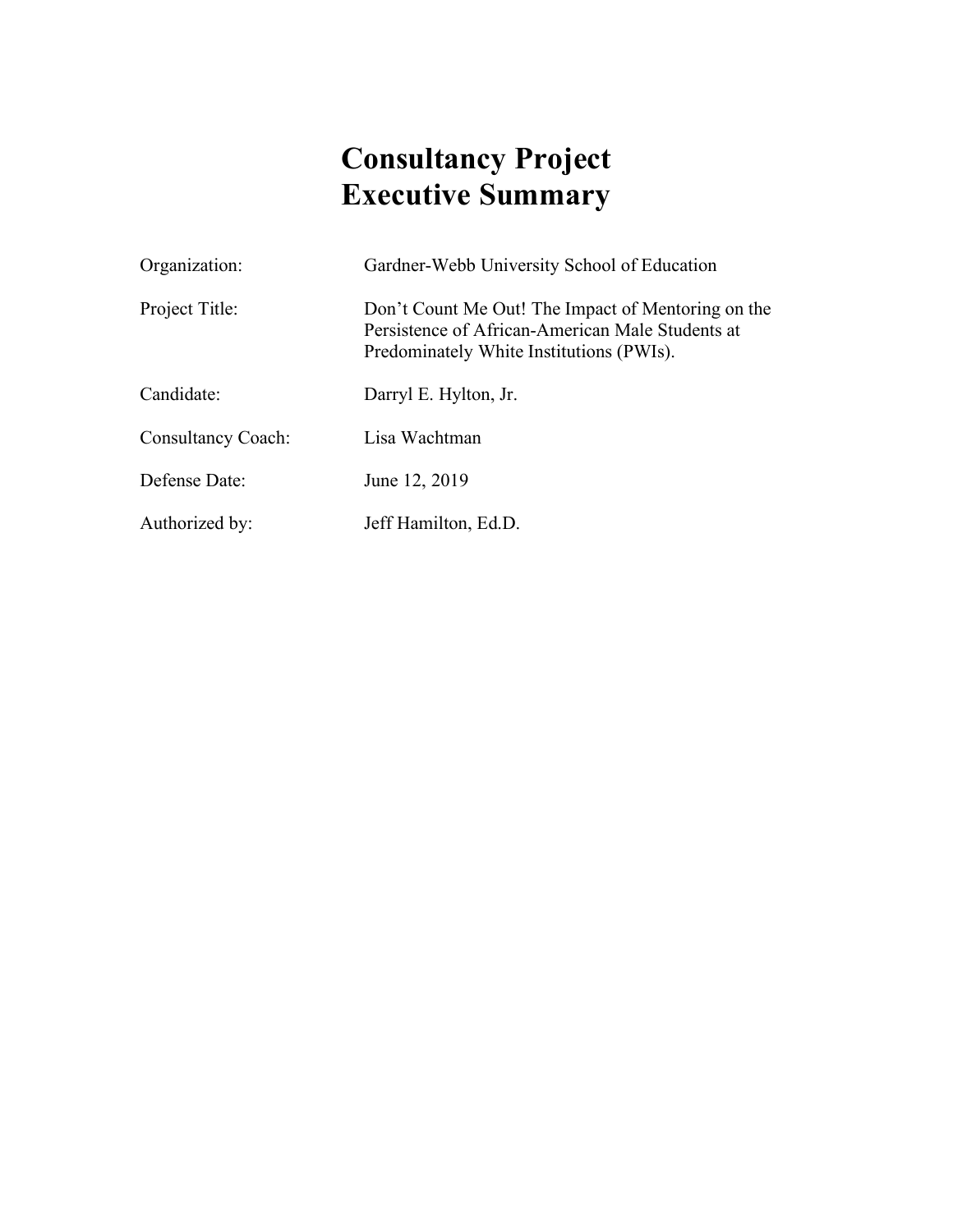# Consultancy Project Executive Summary

| | |
|---|---|
| Organization: | Gardner-Webb University School of Education |
| Project Title: | Don't Count Me Out! The Impact of Mentoring on the Persistence of African-American Male Students at Predominately White Institutions (PWIs). |
| Candidate: | Darryl E. Hylton, Jr. |
| Consultancy Coach: | Lisa Wachtman |
| Defense Date: | June 12, 2019 |
| Authorized by: | Jeff Hamilton, Ed.D. |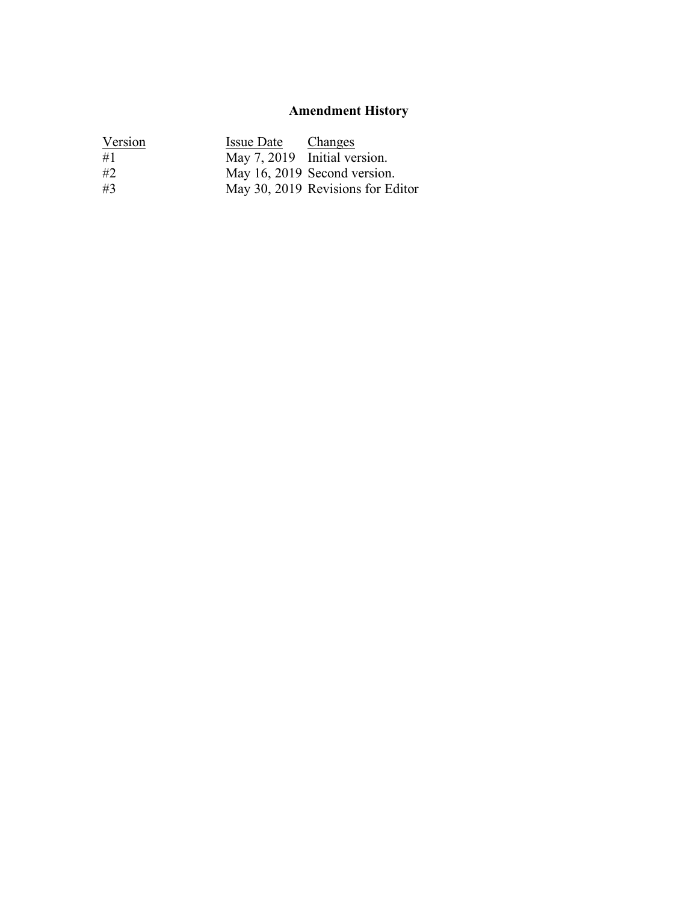## Amendment History

| Version | Issue Date | Changes |
|---|---|---|
| #1 | May 7, 2019 | Initial version. |
| #2 | May 16, 2019 | Second version. |
| #3 | May 30, 2019 | Revisions for Editor |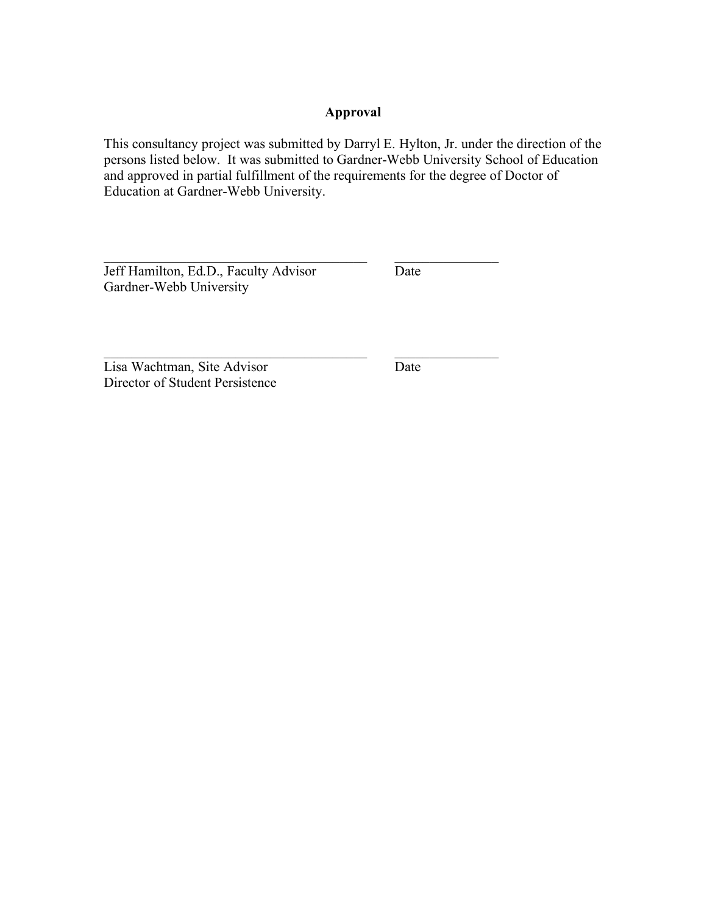## Approval

This consultancy project was submitted by Darryl E. Hylton, Jr. under the direction of the persons listed below. It was submitted to Gardner-Webb University School of Education and approved in partial fulfillment of the requirements for the degree of Doctor of Education at Gardner-Webb University.

\_\_\_\_\_\_\_\_\_\_\_\_\_\_\_\_\_\_\_\_\_\_\_\_\_\_\_\_\_\_\_\_\_\_\_\_\_\_ \_\_\_\_\_\_\_\_\_\_\_\_\_\_\_

Jeff Hamilton, Ed.D., Faculty Advisor Date
Gardner-Webb University

\_\_\_\_\_\_\_\_\_\_\_\_\_\_\_\_\_\_\_\_\_\_\_\_\_\_\_\_\_\_\_\_\_\_\_\_\_\_ \_\_\_\_\_\_\_\_\_\_\_\_\_\_\_

Lisa Wachtman, Site Advisor Date
Director of Student Persistence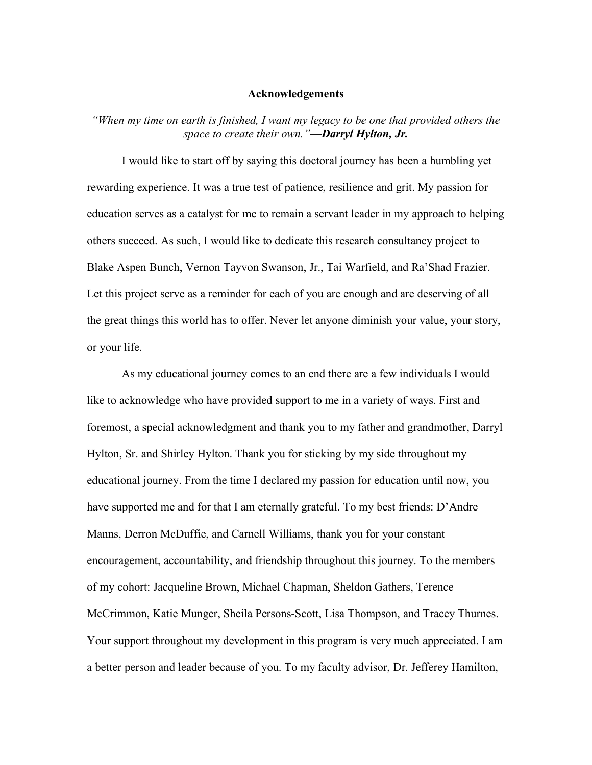# Acknowledgements

*"When my time on earth is finished, I want my legacy to be one that provided others the space to create their own."*—***Darryl Hylton, Jr.***

I would like to start off by saying this doctoral journey has been a humbling yet rewarding experience. It was a true test of patience, resilience and grit. My passion for education serves as a catalyst for me to remain a servant leader in my approach to helping others succeed. As such, I would like to dedicate this research consultancy project to Blake Aspen Bunch, Vernon Tayvon Swanson, Jr., Tai Warfield, and Ra'Shad Frazier. Let this project serve as a reminder for each of you are enough and are deserving of all the great things this world has to offer. Never let anyone diminish your value, your story, or your life.

As my educational journey comes to an end there are a few individuals I would like to acknowledge who have provided support to me in a variety of ways. First and foremost, a special acknowledgment and thank you to my father and grandmother, Darryl Hylton, Sr. and Shirley Hylton. Thank you for sticking by my side throughout my educational journey. From the time I declared my passion for education until now, you have supported me and for that I am eternally grateful. To my best friends: D'Andre Manns, Derron McDuffie, and Carnell Williams, thank you for your constant encouragement, accountability, and friendship throughout this journey. To the members of my cohort: Jacqueline Brown, Michael Chapman, Sheldon Gathers, Terence McCrimmon, Katie Munger, Sheila Persons-Scott, Lisa Thompson, and Tracey Thurnes. Your support throughout my development in this program is very much appreciated. I am a better person and leader because of you. To my faculty advisor, Dr. Jefferey Hamilton,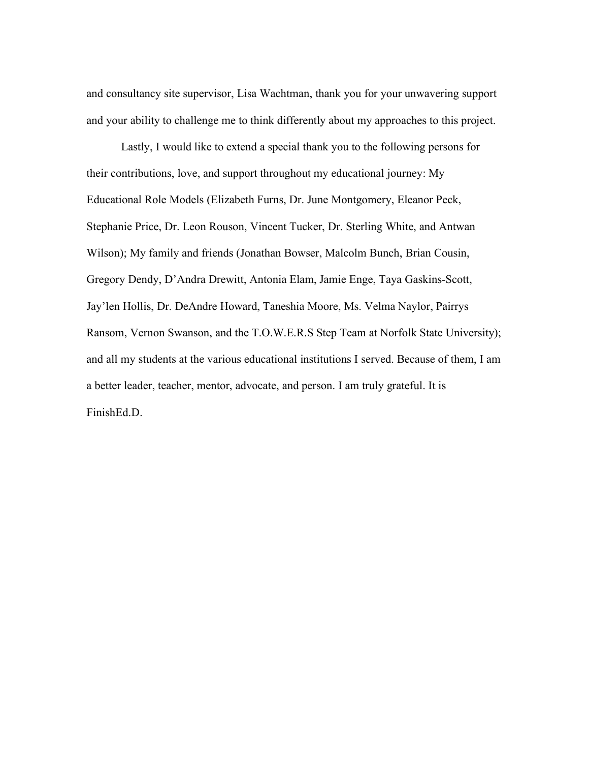and consultancy site supervisor, Lisa Wachtman, thank you for your unwavering support and your ability to challenge me to think differently about my approaches to this project.

Lastly, I would like to extend a special thank you to the following persons for their contributions, love, and support throughout my educational journey: My Educational Role Models (Elizabeth Furns, Dr. June Montgomery, Eleanor Peck, Stephanie Price, Dr. Leon Rouson, Vincent Tucker, Dr. Sterling White, and Antwan Wilson); My family and friends (Jonathan Bowser, Malcolm Bunch, Brian Cousin, Gregory Dendy, D'Andra Drewitt, Antonia Elam, Jamie Enge, Taya Gaskins-Scott, Jay'len Hollis, Dr. DeAndre Howard, Taneshia Moore, Ms. Velma Naylor, Pairrys Ransom, Vernon Swanson, and the T.O.W.E.R.S Step Team at Norfolk State University); and all my students at the various educational institutions I served. Because of them, I am a better leader, teacher, mentor, advocate, and person. I am truly grateful. It is FinishEd.D.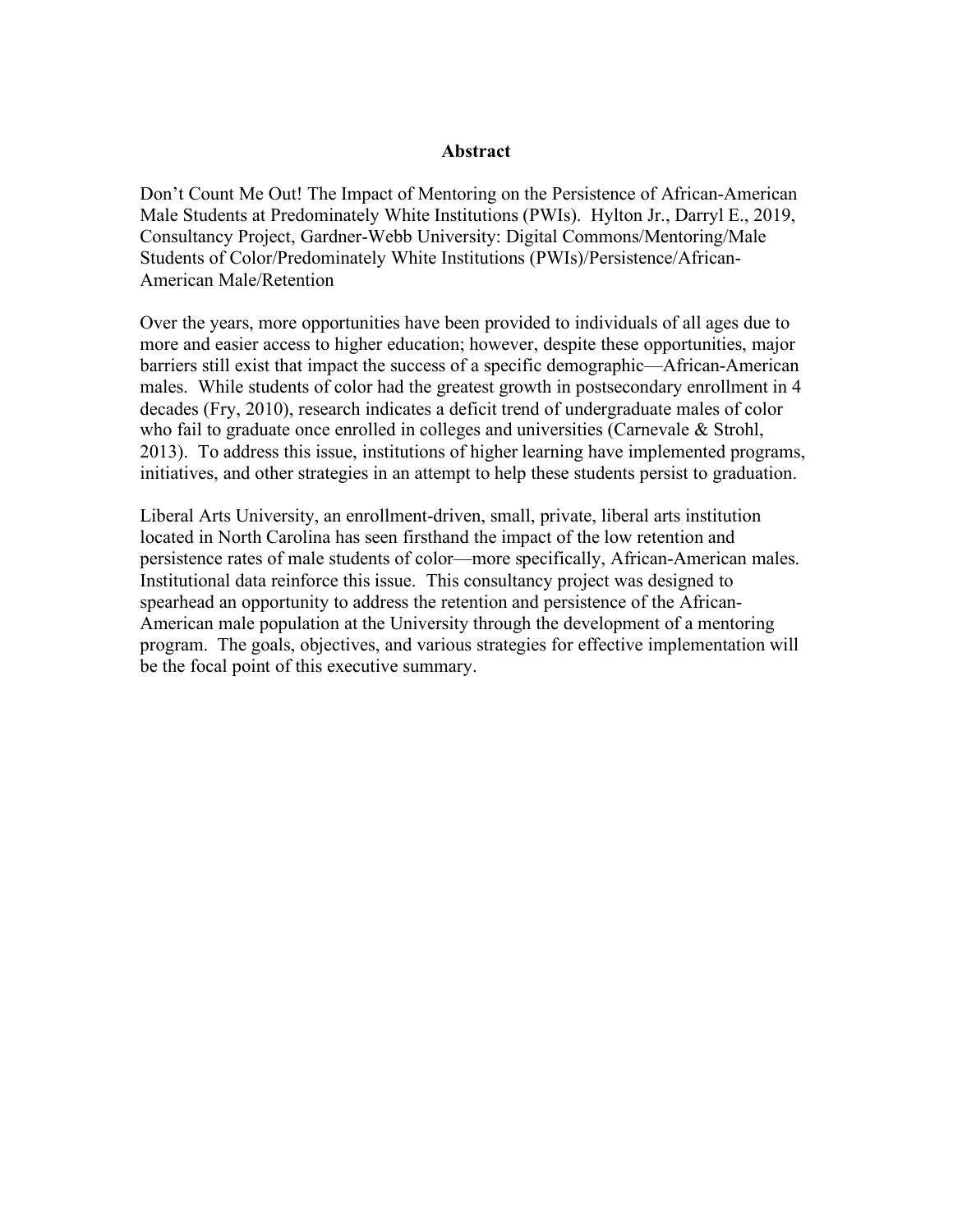## Abstract

Don't Count Me Out! The Impact of Mentoring on the Persistence of African-American Male Students at Predominately White Institutions (PWIs). Hylton Jr., Darryl E., 2019, Consultancy Project, Gardner-Webb University: Digital Commons/Mentoring/Male Students of Color/Predominately White Institutions (PWIs)/Persistence/African-American Male/Retention

Over the years, more opportunities have been provided to individuals of all ages due to more and easier access to higher education; however, despite these opportunities, major barriers still exist that impact the success of a specific demographic—African-American males. While students of color had the greatest growth in postsecondary enrollment in 4 decades (Fry, 2010), research indicates a deficit trend of undergraduate males of color who fail to graduate once enrolled in colleges and universities (Carnevale & Strohl, 2013). To address this issue, institutions of higher learning have implemented programs, initiatives, and other strategies in an attempt to help these students persist to graduation.

Liberal Arts University, an enrollment-driven, small, private, liberal arts institution located in North Carolina has seen firsthand the impact of the low retention and persistence rates of male students of color—more specifically, African-American males. Institutional data reinforce this issue. This consultancy project was designed to spearhead an opportunity to address the retention and persistence of the African-American male population at the University through the development of a mentoring program. The goals, objectives, and various strategies for effective implementation will be the focal point of this executive summary.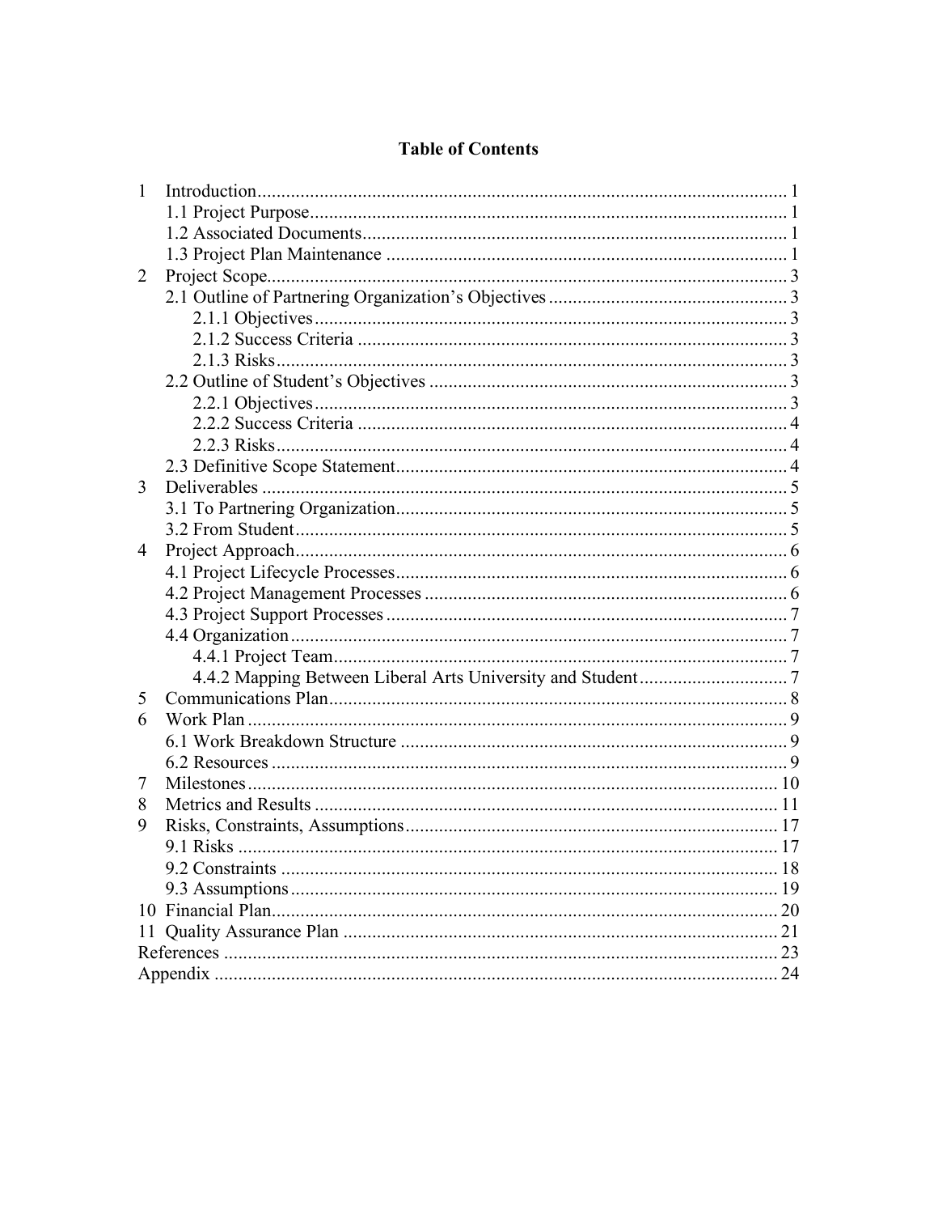# Table of Contents

1 Introduction ..... 1
  1.1 Project Purpose ..... 1
  1.2 Associated Documents ..... 1
  1.3 Project Plan Maintenance ..... 1
2 Project Scope ..... 3
  2.1 Outline of Partnering Organization's Objectives ..... 3
    2.1.1 Objectives ..... 3
    2.1.2 Success Criteria ..... 3
    2.1.3 Risks ..... 3
  2.2 Outline of Student's Objectives ..... 3
    2.2.1 Objectives ..... 3
    2.2.2 Success Criteria ..... 4
    2.2.3 Risks ..... 4
  2.3 Definitive Scope Statement ..... 4
3 Deliverables ..... 5
  3.1 To Partnering Organization ..... 5
  3.2 From Student ..... 5
4 Project Approach ..... 6
  4.1 Project Lifecycle Processes ..... 6
  4.2 Project Management Processes ..... 6
  4.3 Project Support Processes ..... 7
  4.4 Organization ..... 7
    4.4.1 Project Team ..... 7
    4.4.2 Mapping Between Liberal Arts University and Student ..... 7
5 Communications Plan ..... 8
6 Work Plan ..... 9
  6.1 Work Breakdown Structure ..... 9
  6.2 Resources ..... 9
7 Milestones ..... 10
8 Metrics and Results ..... 11
9 Risks, Constraints, Assumptions ..... 17
  9.1 Risks ..... 17
  9.2 Constraints ..... 18
  9.3 Assumptions ..... 19
10 Financial Plan ..... 20
11 Quality Assurance Plan ..... 21
References ..... 23
Appendix ..... 24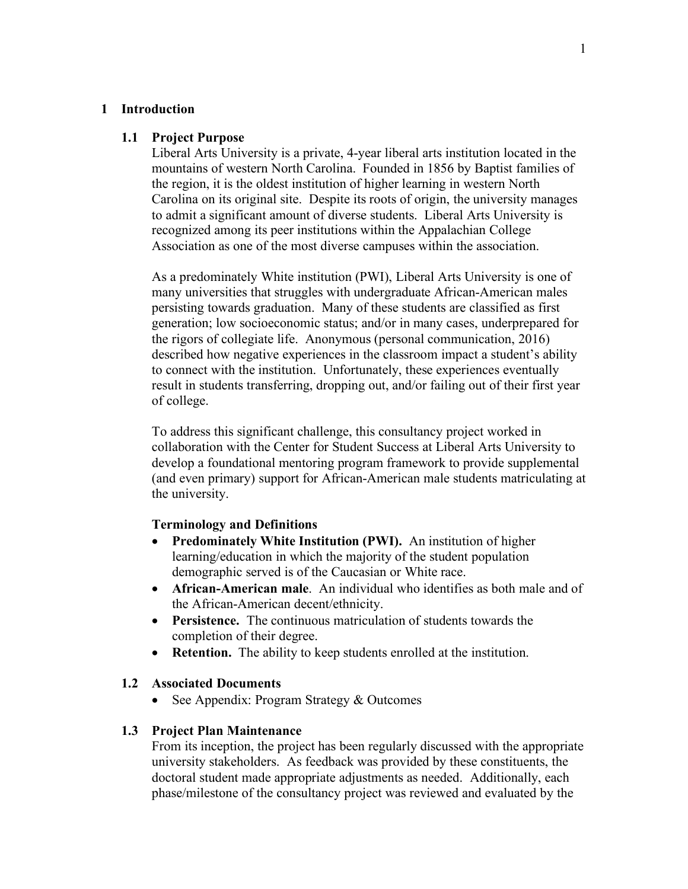# 1 Introduction

## 1.1 Project Purpose

Liberal Arts University is a private, 4-year liberal arts institution located in the mountains of western North Carolina. Founded in 1856 by Baptist families of the region, it is the oldest institution of higher learning in western North Carolina on its original site. Despite its roots of origin, the university manages to admit a significant amount of diverse students. Liberal Arts University is recognized among its peer institutions within the Appalachian College Association as one of the most diverse campuses within the association.

As a predominately White institution (PWI), Liberal Arts University is one of many universities that struggles with undergraduate African-American males persisting towards graduation. Many of these students are classified as first generation; low socioeconomic status; and/or in many cases, underprepared for the rigors of collegiate life. Anonymous (personal communication, 2016) described how negative experiences in the classroom impact a student's ability to connect with the institution. Unfortunately, these experiences eventually result in students transferring, dropping out, and/or failing out of their first year of college.

To address this significant challenge, this consultancy project worked in collaboration with the Center for Student Success at Liberal Arts University to develop a foundational mentoring program framework to provide supplemental (and even primary) support for African-American male students matriculating at the university.

**Terminology and Definitions**

- **Predominately White Institution (PWI).** An institution of higher learning/education in which the majority of the student population demographic served is of the Caucasian or White race.
- **African-American male**. An individual who identifies as both male and of the African-American decent/ethnicity.
- **Persistence.** The continuous matriculation of students towards the completion of their degree.
- **Retention.** The ability to keep students enrolled at the institution.

## 1.2 Associated Documents

- See Appendix: Program Strategy & Outcomes

## 1.3 Project Plan Maintenance

From its inception, the project has been regularly discussed with the appropriate university stakeholders. As feedback was provided by these constituents, the doctoral student made appropriate adjustments as needed. Additionally, each phase/milestone of the consultancy project was reviewed and evaluated by the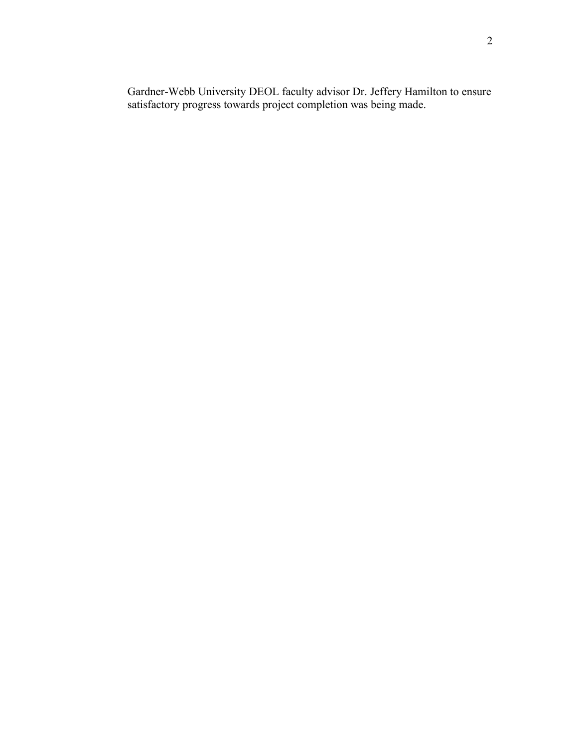Gardner-Webb University DEOL faculty advisor Dr. Jeffery Hamilton to ensure satisfactory progress towards project completion was being made.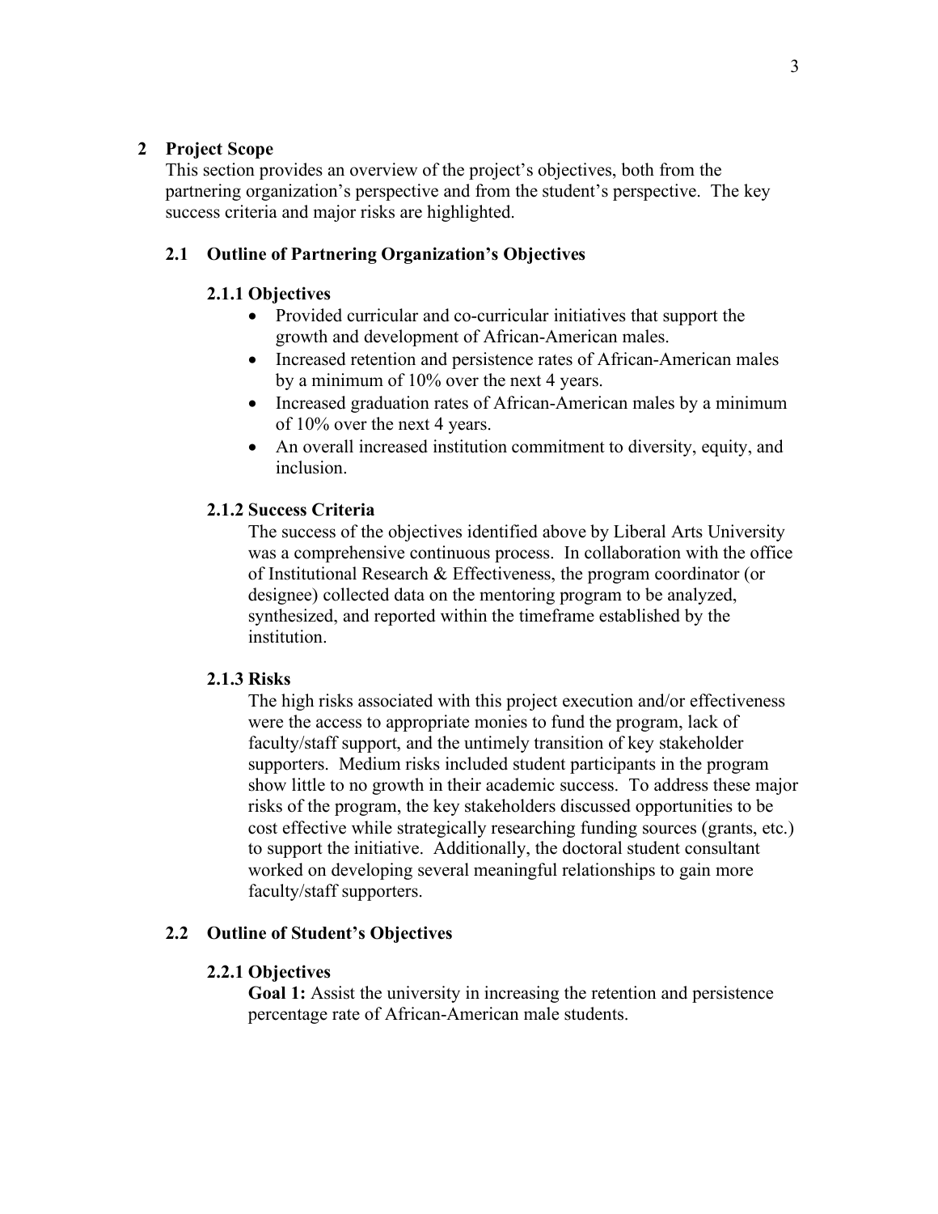# 2 Project Scope

This section provides an overview of the project's objectives, both from the partnering organization's perspective and from the student's perspective. The key success criteria and major risks are highlighted.

## 2.1 Outline of Partnering Organization's Objectives

### 2.1.1 Objectives

- Provided curricular and co-curricular initiatives that support the growth and development of African-American males.
- Increased retention and persistence rates of African-American males by a minimum of 10% over the next 4 years.
- Increased graduation rates of African-American males by a minimum of 10% over the next 4 years.
- An overall increased institution commitment to diversity, equity, and inclusion.

### 2.1.2 Success Criteria

The success of the objectives identified above by Liberal Arts University was a comprehensive continuous process. In collaboration with the office of Institutional Research & Effectiveness, the program coordinator (or designee) collected data on the mentoring program to be analyzed, synthesized, and reported within the timeframe established by the institution.

### 2.1.3 Risks

The high risks associated with this project execution and/or effectiveness were the access to appropriate monies to fund the program, lack of faculty/staff support, and the untimely transition of key stakeholder supporters. Medium risks included student participants in the program show little to no growth in their academic success. To address these major risks of the program, the key stakeholders discussed opportunities to be cost effective while strategically researching funding sources (grants, etc.) to support the initiative. Additionally, the doctoral student consultant worked on developing several meaningful relationships to gain more faculty/staff supporters.

## 2.2 Outline of Student's Objectives

### 2.2.1 Objectives

**Goal 1:** Assist the university in increasing the retention and persistence percentage rate of African-American male students.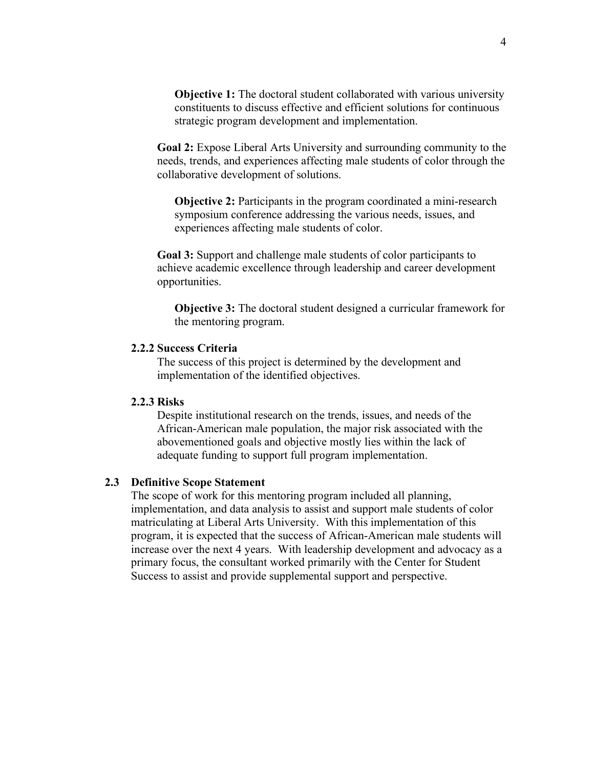**Objective 1:** The doctoral student collaborated with various university constituents to discuss effective and efficient solutions for continuous strategic program development and implementation.

**Goal 2:** Expose Liberal Arts University and surrounding community to the needs, trends, and experiences affecting male students of color through the collaborative development of solutions.

**Objective 2:** Participants in the program coordinated a mini-research symposium conference addressing the various needs, issues, and experiences affecting male students of color.

**Goal 3:** Support and challenge male students of color participants to achieve academic excellence through leadership and career development opportunities.

**Objective 3:** The doctoral student designed a curricular framework for the mentoring program.

#### 2.2.2 Success Criteria

The success of this project is determined by the development and implementation of the identified objectives.

#### 2.2.3 Risks

Despite institutional research on the trends, issues, and needs of the African-American male population, the major risk associated with the abovementioned goals and objective mostly lies within the lack of adequate funding to support full program implementation.

### 2.3 Definitive Scope Statement

The scope of work for this mentoring program included all planning, implementation, and data analysis to assist and support male students of color matriculating at Liberal Arts University. With this implementation of this program, it is expected that the success of African-American male students will increase over the next 4 years. With leadership development and advocacy as a primary focus, the consultant worked primarily with the Center for Student Success to assist and provide supplemental support and perspective.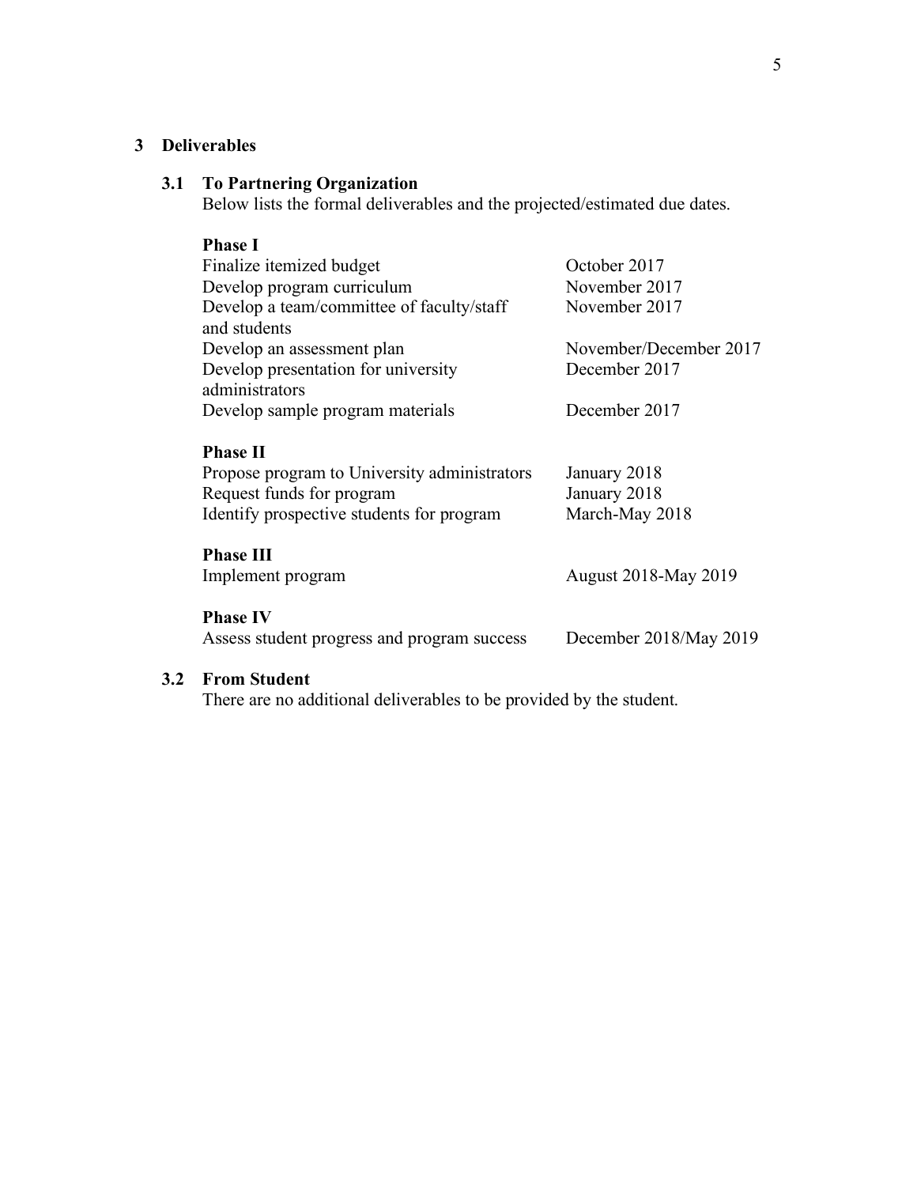# 3 Deliverables

## 3.1 To Partnering Organization

Below lists the formal deliverables and the projected/estimated due dates.

**Phase I**

| | |
|---|---|
| Finalize itemized budget | October 2017 |
| Develop program curriculum | November 2017 |
| Develop a team/committee of faculty/staff and students | November 2017 |
| Develop an assessment plan | November/December 2017 |
| Develop presentation for university administrators | December 2017 |
| Develop sample program materials | December 2017 |

**Phase II**

| | |
|---|---|
| Propose program to University administrators | January 2018 |
| Request funds for program | January 2018 |
| Identify prospective students for program | March-May 2018 |

**Phase III**

| | |
|---|---|
| Implement program | August 2018-May 2019 |

**Phase IV**

| | |
|---|---|
| Assess student progress and program success | December 2018/May 2019 |

## 3.2 From Student

There are no additional deliverables to be provided by the student.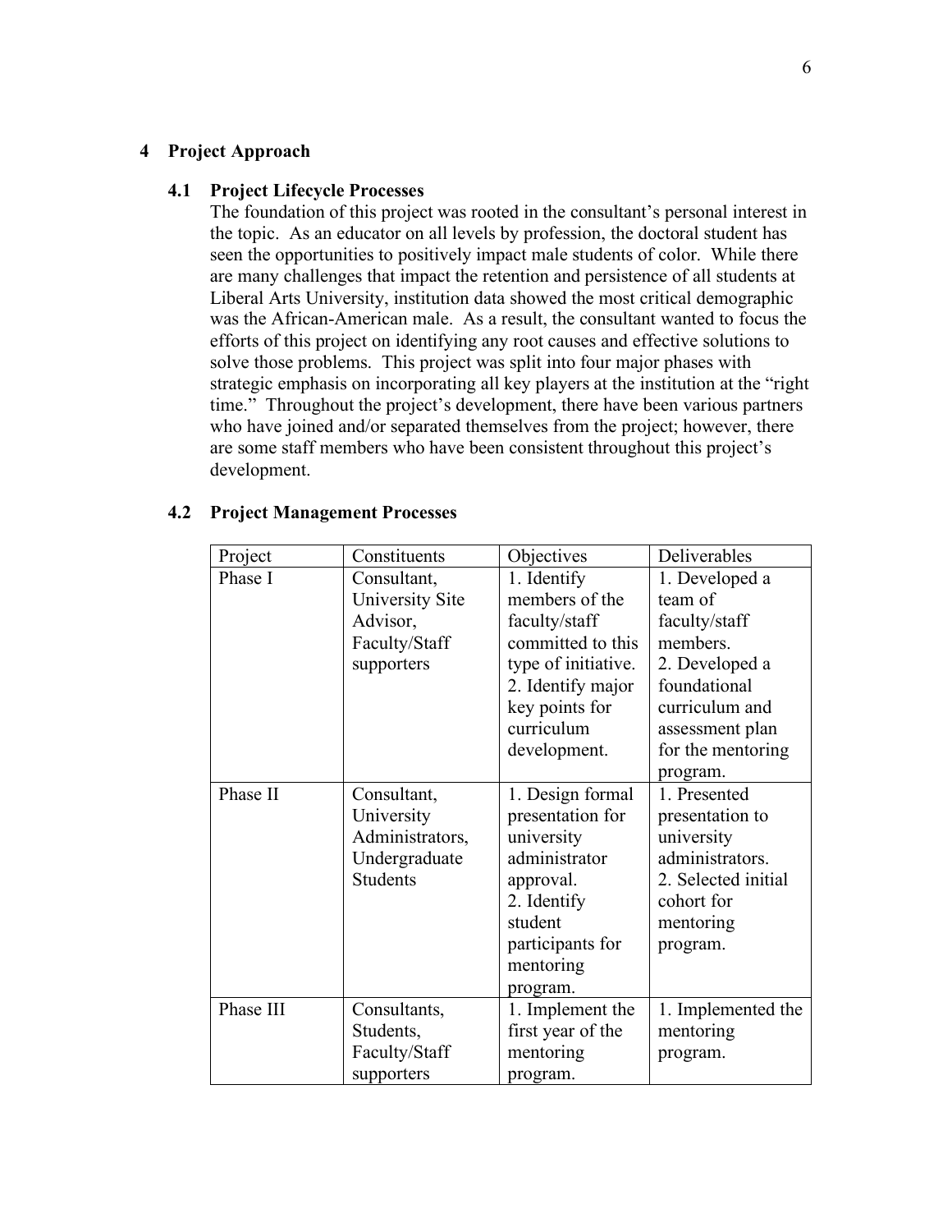# 4 Project Approach

## 4.1 Project Lifecycle Processes

The foundation of this project was rooted in the consultant's personal interest in the topic. As an educator on all levels by profession, the doctoral student has seen the opportunities to positively impact male students of color. While there are many challenges that impact the retention and persistence of all students at Liberal Arts University, institution data showed the most critical demographic was the African-American male. As a result, the consultant wanted to focus the efforts of this project on identifying any root causes and effective solutions to solve those problems. This project was split into four major phases with strategic emphasis on incorporating all key players at the institution at the "right time." Throughout the project's development, there have been various partners who have joined and/or separated themselves from the project; however, there are some staff members who have been consistent throughout this project's development.

## 4.2 Project Management Processes

| Project | Constituents | Objectives | Deliverables |
|---|---|---|---|
| Phase I | Consultant, University Site Advisor, Faculty/Staff supporters | 1. Identify members of the faculty/staff committed to this type of initiative. 2. Identify major key points for curriculum development. | 1. Developed a team of faculty/staff members. 2. Developed a foundational curriculum and assessment plan for the mentoring program. |
| Phase II | Consultant, University Administrators, Undergraduate Students | 1. Design formal presentation for university administrator approval. 2. Identify student participants for mentoring program. | 1. Presented presentation to university administrators. 2. Selected initial cohort for mentoring program. |
| Phase III | Consultants, Students, Faculty/Staff supporters | 1. Implement the first year of the mentoring program. | 1. Implemented the mentoring program. |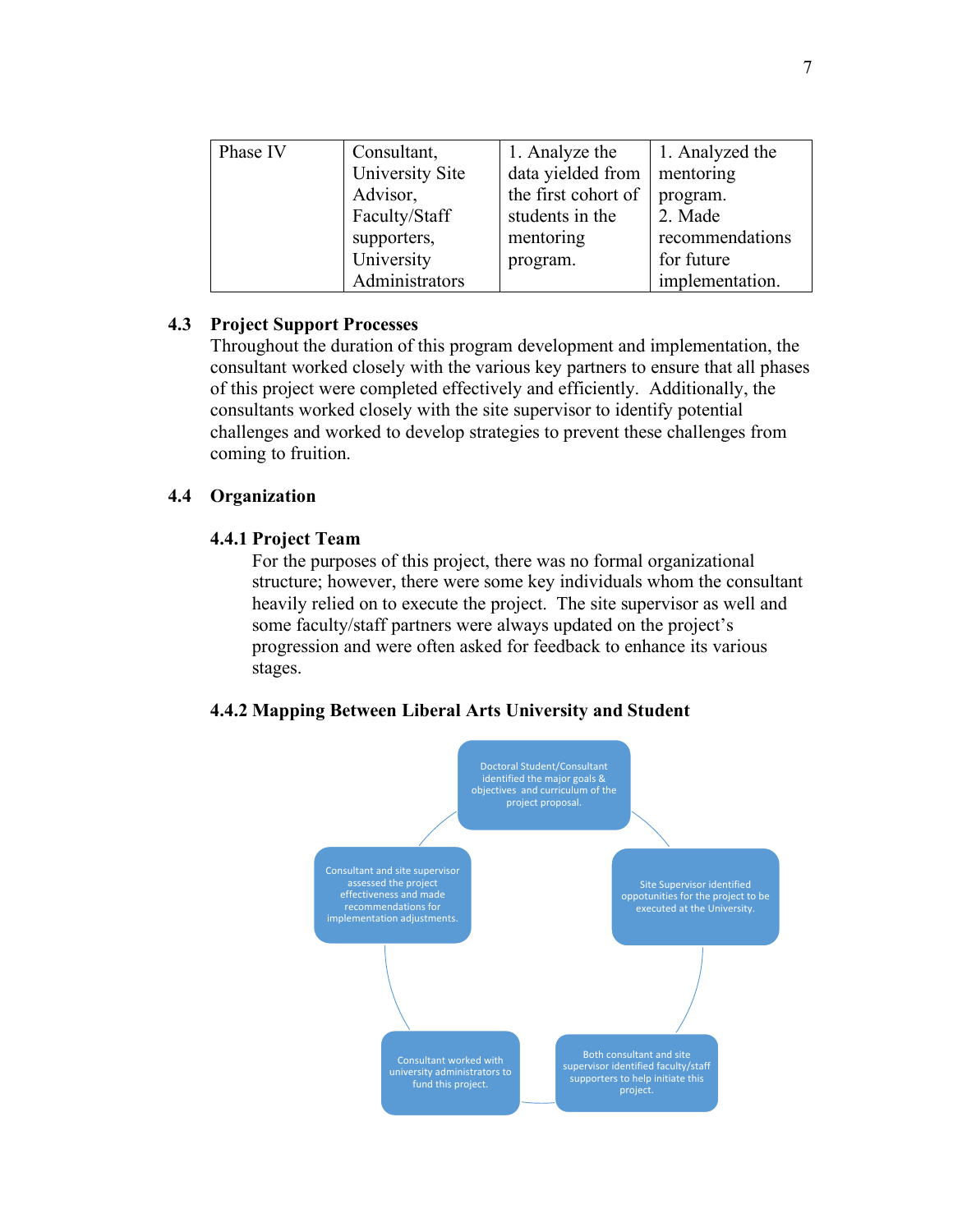| Phase IV | Consultant, University Site Advisor, Faculty/Staff supporters, University Administrators | 1. Analyze the data yielded from the first cohort of students in the mentoring program. | 1. Analyzed the mentoring program.<br>2. Made recommendations for future implementation. |
|---|---|---|---|

## 4.3 Project Support Processes

Throughout the duration of this program development and implementation, the consultant worked closely with the various key partners to ensure that all phases of this project were completed effectively and efficiently. Additionally, the consultants worked closely with the site supervisor to identify potential challenges and worked to develop strategies to prevent these challenges from coming to fruition.

## 4.4 Organization

### 4.4.1 Project Team

For the purposes of this project, there was no formal organizational structure; however, there were some key individuals whom the consultant heavily relied on to execute the project. The site supervisor as well and some faculty/staff partners were always updated on the project's progression and were often asked for feedback to enhance its various stages.

### 4.4.2 Mapping Between Liberal Arts University and Student

- Doctoral Student/Consultant identified the major goals & objectives and curriculum of the project proposal.
- Site Supervisor identified oppotunities for the project to be executed at the University.
- Both consultant and site supervisor identified faculty/staff supporters to help initiate this project.
- Consultant worked with university administrators to fund this project.
- Consultant and site supervisor assessed the project effectiveness and made recommendations for implementation adjustments.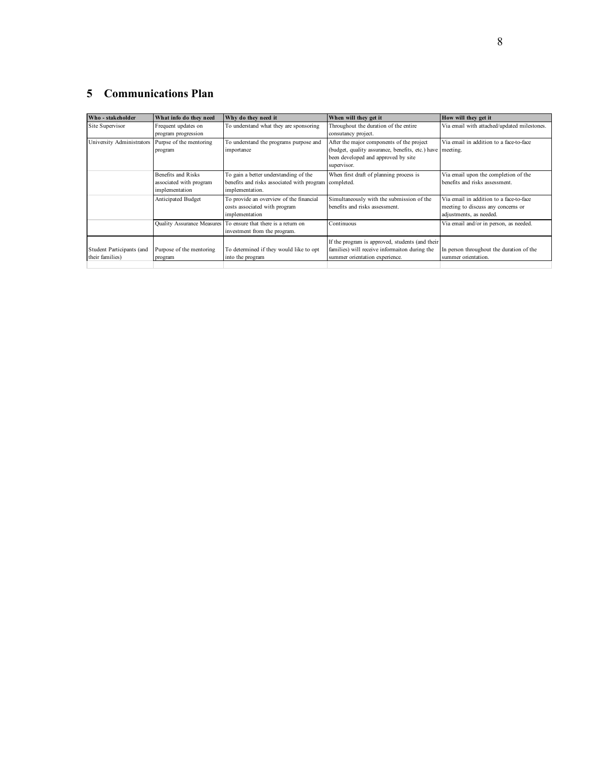## 5 Communications Plan

| Who - stakeholder | What info do they need | Why do they need it | When will they get it | How will they get it |
|---|---|---|---|---|
| Site Supervisor | Frequent updates on program progression | To understand what they are sponsoring | Throughout the duration of the entire consutancy project. | Via email with attached/updated milestones. |
| University Administrators | Purpse of the mentoring program | To understand the programs purpose and importance | After the major components of the project (budget, quality assurance, benefits, etc.) have been developed and approved by site supervisor. | Via email in addition to a face-to-face meeting. |
| | Benefits and Risks associated with program implementation | To gain a better understanding of the benefits and risks associated with program implementation. | When first draft of planning process is completed. | Via email upon the completion of the benefits and risks assessment. |
| | Anticipated Budget | To provide an overview of the financial costs associated with program implementation | Simultaneously with the submission of the benefits and risks assessment. | Via email in addition to a face-to-face meeting to discuss any concerns or adjustments, as needed. |
| | Quality Assurance Measures | To ensure that there is a return on investment from the program. | Continuous | Via email and/or in person, as needed. |
| Student Participants (and their families) | Purpose of the mentoring program | To determined if they would like to opt into the program | If the program is approved, students (and their families) will receive informaiton during the summer orientation experience. | In person throughout the duration of the summer orientation. |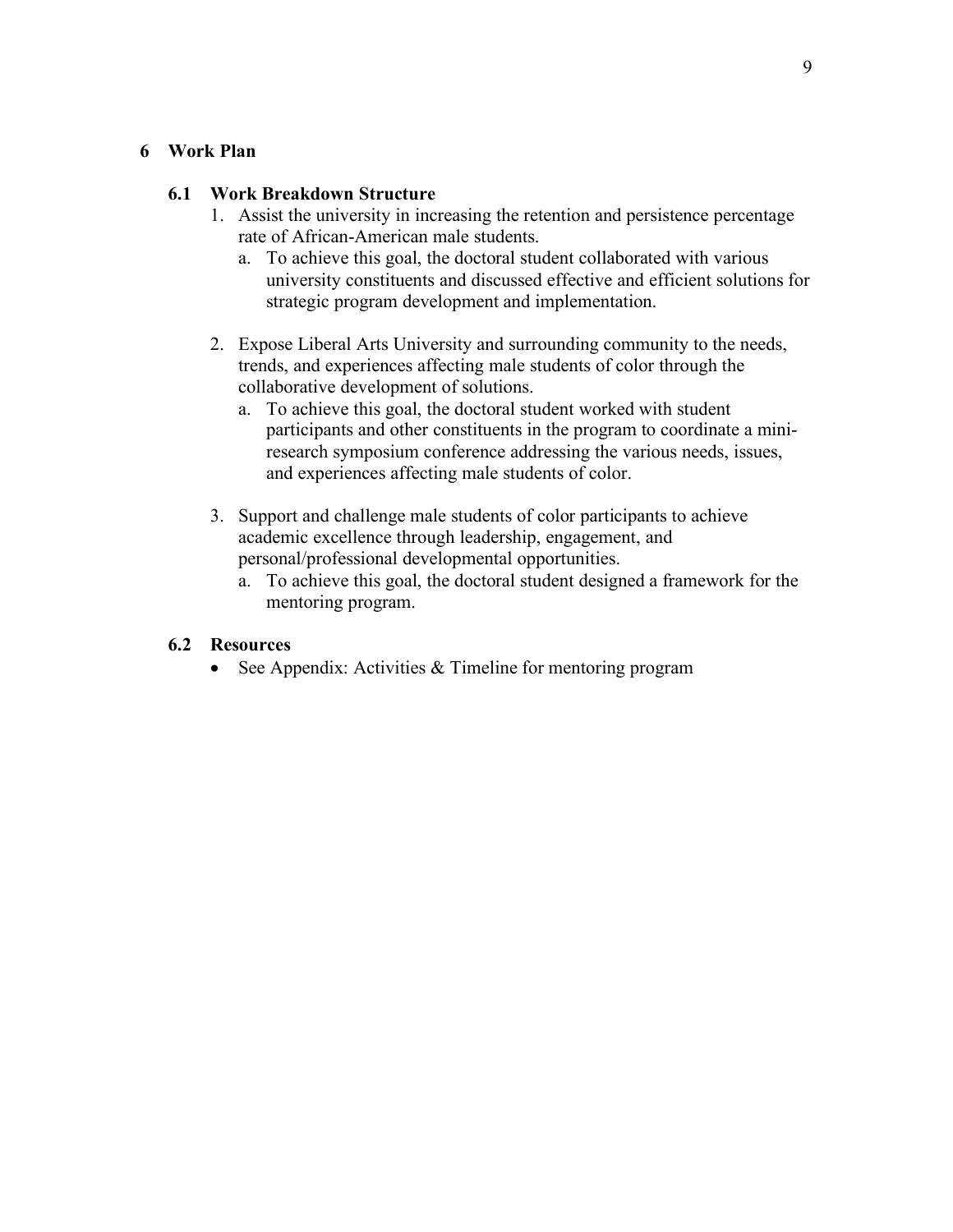# 6 Work Plan

## 6.1 Work Breakdown Structure

1. Assist the university in increasing the retention and persistence percentage rate of African-American male students.
   a. To achieve this goal, the doctoral student collaborated with various university constituents and discussed effective and efficient solutions for strategic program development and implementation.

2. Expose Liberal Arts University and surrounding community to the needs, trends, and experiences affecting male students of color through the collaborative development of solutions.
   a. To achieve this goal, the doctoral student worked with student participants and other constituents in the program to coordinate a mini-research symposium conference addressing the various needs, issues, and experiences affecting male students of color.

3. Support and challenge male students of color participants to achieve academic excellence through leadership, engagement, and personal/professional developmental opportunities.
   a. To achieve this goal, the doctoral student designed a framework for the mentoring program.

## 6.2 Resources

- See Appendix: Activities & Timeline for mentoring program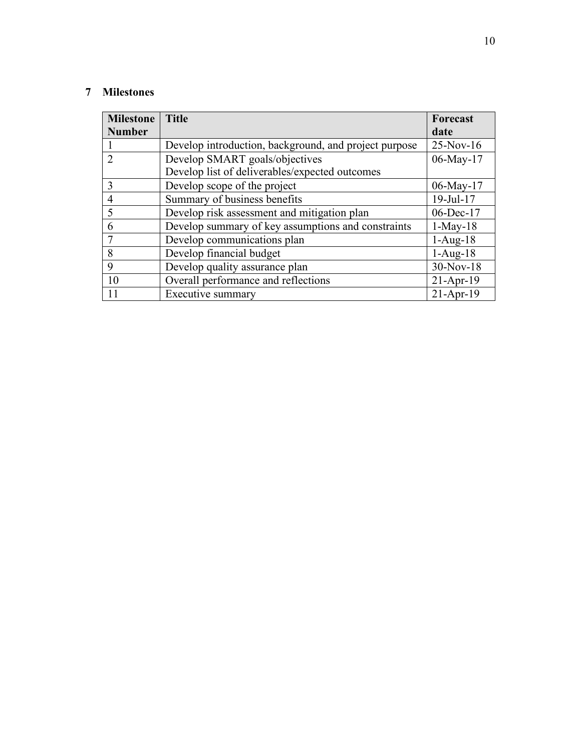## 7 Milestones

| Milestone Number | Title | Forecast date |
| --- | --- | --- |
| 1 | Develop introduction, background, and project purpose | 25-Nov-16 |
| 2 | Develop SMART goals/objectives<br>Develop list of deliverables/expected outcomes | 06-May-17 |
| 3 | Develop scope of the project | 06-May-17 |
| 4 | Summary of business benefits | 19-Jul-17 |
| 5 | Develop risk assessment and mitigation plan | 06-Dec-17 |
| 6 | Develop summary of key assumptions and constraints | 1-May-18 |
| 7 | Develop communications plan | 1-Aug-18 |
| 8 | Develop financial budget | 1-Aug-18 |
| 9 | Develop quality assurance plan | 30-Nov-18 |
| 10 | Overall performance and reflections | 21-Apr-19 |
| 11 | Executive summary | 21-Apr-19 |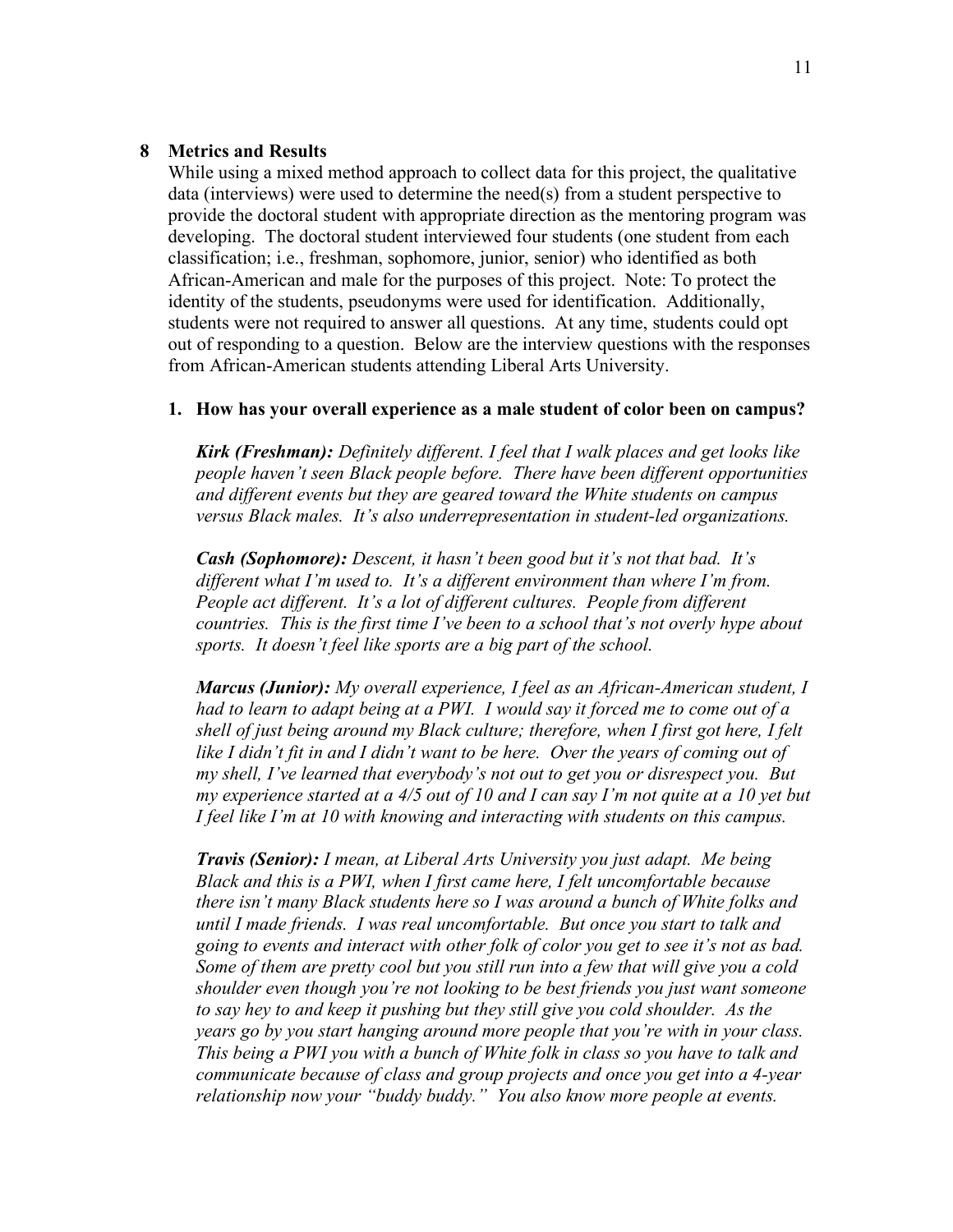## 8 Metrics and Results

While using a mixed method approach to collect data for this project, the qualitative data (interviews) were used to determine the need(s) from a student perspective to provide the doctoral student with appropriate direction as the mentoring program was developing. The doctoral student interviewed four students (one student from each classification; i.e., freshman, sophomore, junior, senior) who identified as both African-American and male for the purposes of this project. Note: To protect the identity of the students, pseudonyms were used for identification. Additionally, students were not required to answer all questions. At any time, students could opt out of responding to a question. Below are the interview questions with the responses from African-American students attending Liberal Arts University.

**1. How has your overall experience as a male student of color been on campus?**

***Kirk (Freshman):*** *Definitely different. I feel that I walk places and get looks like people haven't seen Black people before. There have been different opportunities and different events but they are geared toward the White students on campus versus Black males. It's also underrepresentation in student-led organizations.*

***Cash (Sophomore):*** *Descent, it hasn't been good but it's not that bad. It's different what I'm used to. It's a different environment than where I'm from. People act different. It's a lot of different cultures. People from different countries. This is the first time I've been to a school that's not overly hype about sports. It doesn't feel like sports are a big part of the school.*

***Marcus (Junior):*** *My overall experience, I feel as an African-American student, I had to learn to adapt being at a PWI. I would say it forced me to come out of a shell of just being around my Black culture; therefore, when I first got here, I felt like I didn't fit in and I didn't want to be here. Over the years of coming out of my shell, I've learned that everybody's not out to get you or disrespect you. But my experience started at a 4/5 out of 10 and I can say I'm not quite at a 10 yet but I feel like I'm at 10 with knowing and interacting with students on this campus.*

***Travis (Senior):*** *I mean, at Liberal Arts University you just adapt. Me being Black and this is a PWI, when I first came here, I felt uncomfortable because there isn't many Black students here so I was around a bunch of White folks and until I made friends. I was real uncomfortable. But once you start to talk and going to events and interact with other folk of color you get to see it's not as bad. Some of them are pretty cool but you still run into a few that will give you a cold shoulder even though you're not looking to be best friends you just want someone to say hey to and keep it pushing but they still give you cold shoulder. As the years go by you start hanging around more people that you're with in your class. This being a PWI you with a bunch of White folk in class so you have to talk and communicate because of class and group projects and once you get into a 4-year relationship now your "buddy buddy." You also know more people at events.*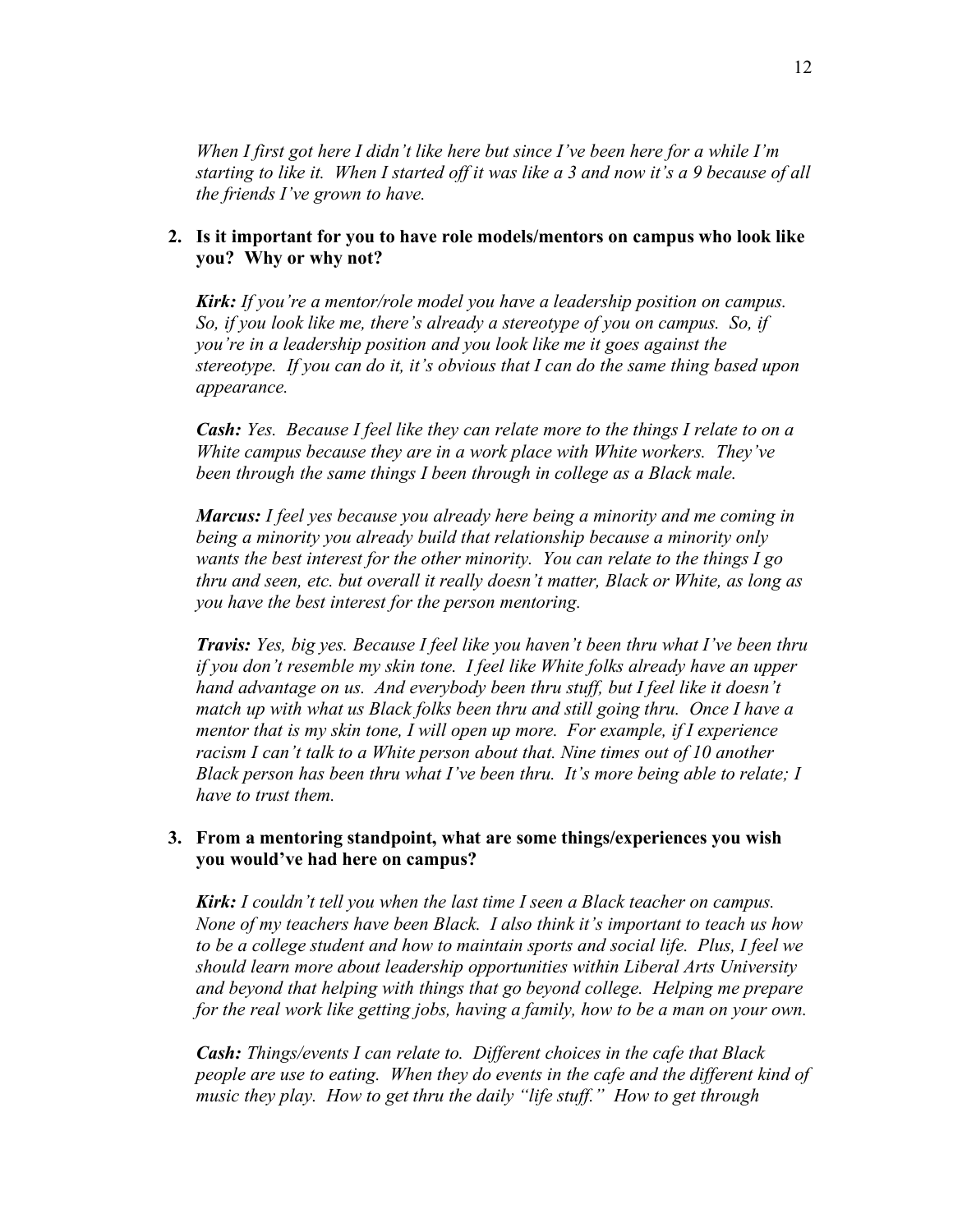*When I first got here I didn't like here but since I've been here for a while I'm starting to like it. When I started off it was like a 3 and now it's a 9 because of all the friends I've grown to have.*

2. **Is it important for you to have role models/mentors on campus who look like you? Why or why not?**

   ***Kirk:*** *If you're a mentor/role model you have a leadership position on campus. So, if you look like me, there's already a stereotype of you on campus. So, if you're in a leadership position and you look like me it goes against the stereotype. If you can do it, it's obvious that I can do the same thing based upon appearance.*

   ***Cash:*** *Yes. Because I feel like they can relate more to the things I relate to on a White campus because they are in a work place with White workers. They've been through the same things I been through in college as a Black male.*

   ***Marcus:*** *I feel yes because you already here being a minority and me coming in being a minority you already build that relationship because a minority only wants the best interest for the other minority. You can relate to the things I go thru and seen, etc. but overall it really doesn't matter, Black or White, as long as you have the best interest for the person mentoring.*

   ***Travis:*** *Yes, big yes. Because I feel like you haven't been thru what I've been thru if you don't resemble my skin tone. I feel like White folks already have an upper hand advantage on us. And everybody been thru stuff, but I feel like it doesn't match up with what us Black folks been thru and still going thru. Once I have a mentor that is my skin tone, I will open up more. For example, if I experience racism I can't talk to a White person about that. Nine times out of 10 another Black person has been thru what I've been thru. It's more being able to relate; I have to trust them.*

3. **From a mentoring standpoint, what are some things/experiences you wish you would've had here on campus?**

   ***Kirk:*** *I couldn't tell you when the last time I seen a Black teacher on campus. None of my teachers have been Black. I also think it's important to teach us how to be a college student and how to maintain sports and social life. Plus, I feel we should learn more about leadership opportunities within Liberal Arts University and beyond that helping with things that go beyond college. Helping me prepare for the real work like getting jobs, having a family, how to be a man on your own.*

   ***Cash:*** *Things/events I can relate to. Different choices in the cafe that Black people are use to eating. When they do events in the cafe and the different kind of music they play. How to get thru the daily "life stuff." How to get through*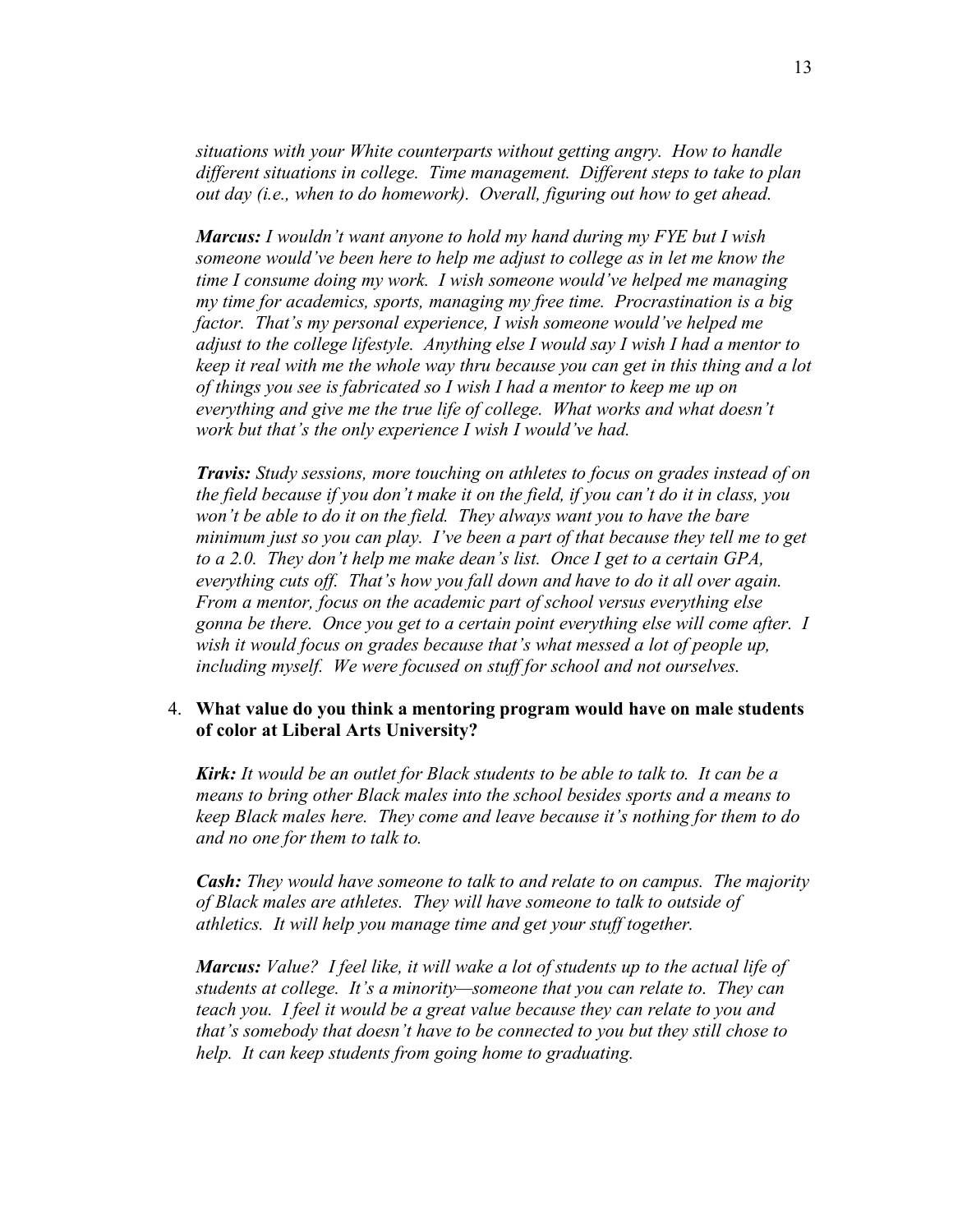*situations with your White counterparts without getting angry. How to handle different situations in college. Time management. Different steps to take to plan out day (i.e., when to do homework). Overall, figuring out how to get ahead.*

***Marcus:*** *I wouldn't want anyone to hold my hand during my FYE but I wish someone would've been here to help me adjust to college as in let me know the time I consume doing my work. I wish someone would've helped me managing my time for academics, sports, managing my free time. Procrastination is a big factor. That's my personal experience, I wish someone would've helped me adjust to the college lifestyle. Anything else I would say I wish I had a mentor to keep it real with me the whole way thru because you can get in this thing and a lot of things you see is fabricated so I wish I had a mentor to keep me up on everything and give me the true life of college. What works and what doesn't work but that's the only experience I wish I would've had.*

***Travis:*** *Study sessions, more touching on athletes to focus on grades instead of on the field because if you don't make it on the field, if you can't do it in class, you won't be able to do it on the field. They always want you to have the bare minimum just so you can play. I've been a part of that because they tell me to get to a 2.0. They don't help me make dean's list. Once I get to a certain GPA, everything cuts off. That's how you fall down and have to do it all over again. From a mentor, focus on the academic part of school versus everything else gonna be there. Once you get to a certain point everything else will come after. I wish it would focus on grades because that's what messed a lot of people up, including myself. We were focused on stuff for school and not ourselves.*

4. **What value do you think a mentoring program would have on male students of color at Liberal Arts University?**

***Kirk:*** *It would be an outlet for Black students to be able to talk to. It can be a means to bring other Black males into the school besides sports and a means to keep Black males here. They come and leave because it's nothing for them to do and no one for them to talk to.*

***Cash:*** *They would have someone to talk to and relate to on campus. The majority of Black males are athletes. They will have someone to talk to outside of athletics. It will help you manage time and get your stuff together.*

***Marcus:*** *Value? I feel like, it will wake a lot of students up to the actual life of students at college. It's a minority—someone that you can relate to. They can teach you. I feel it would be a great value because they can relate to you and that's somebody that doesn't have to be connected to you but they still chose to help. It can keep students from going home to graduating.*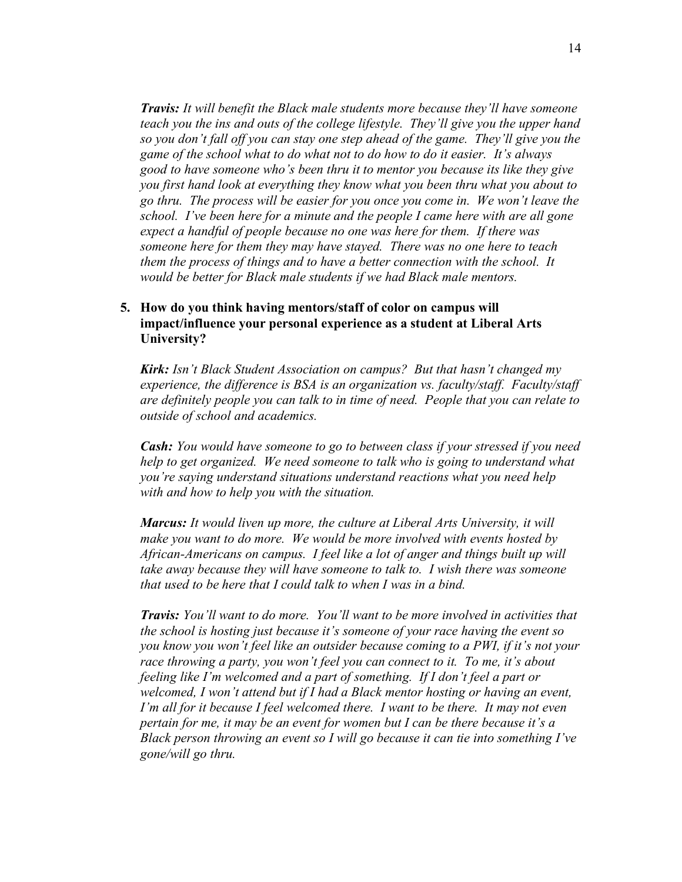***Travis:*** *It will benefit the Black male students more because they'll have someone teach you the ins and outs of the college lifestyle. They'll give you the upper hand so you don't fall off you can stay one step ahead of the game. They'll give you the game of the school what to do what not to do how to do it easier. It's always good to have someone who's been thru it to mentor you because its like they give you first hand look at everything they know what you been thru what you about to go thru. The process will be easier for you once you come in. We won't leave the school. I've been here for a minute and the people I came here with are all gone expect a handful of people because no one was here for them. If there was someone here for them they may have stayed. There was no one here to teach them the process of things and to have a better connection with the school. It would be better for Black male students if we had Black male mentors.*

5. **How do you think having mentors/staff of color on campus will impact/influence your personal experience as a student at Liberal Arts University?**

***Kirk:*** *Isn't Black Student Association on campus? But that hasn't changed my experience, the difference is BSA is an organization vs. faculty/staff. Faculty/staff are definitely people you can talk to in time of need. People that you can relate to outside of school and academics.*

***Cash:*** *You would have someone to go to between class if your stressed if you need help to get organized. We need someone to talk who is going to understand what you're saying understand situations understand reactions what you need help with and how to help you with the situation.*

***Marcus:*** *It would liven up more, the culture at Liberal Arts University, it will make you want to do more. We would be more involved with events hosted by African-Americans on campus. I feel like a lot of anger and things built up will take away because they will have someone to talk to. I wish there was someone that used to be here that I could talk to when I was in a bind.*

***Travis:*** *You'll want to do more. You'll want to be more involved in activities that the school is hosting just because it's someone of your race having the event so you know you won't feel like an outsider because coming to a PWI, if it's not your race throwing a party, you won't feel you can connect to it. To me, it's about feeling like I'm welcomed and a part of something. If I don't feel a part or welcomed, I won't attend but if I had a Black mentor hosting or having an event, I'm all for it because I feel welcomed there. I want to be there. It may not even pertain for me, it may be an event for women but I can be there because it's a Black person throwing an event so I will go because it can tie into something I've gone/will go thru.*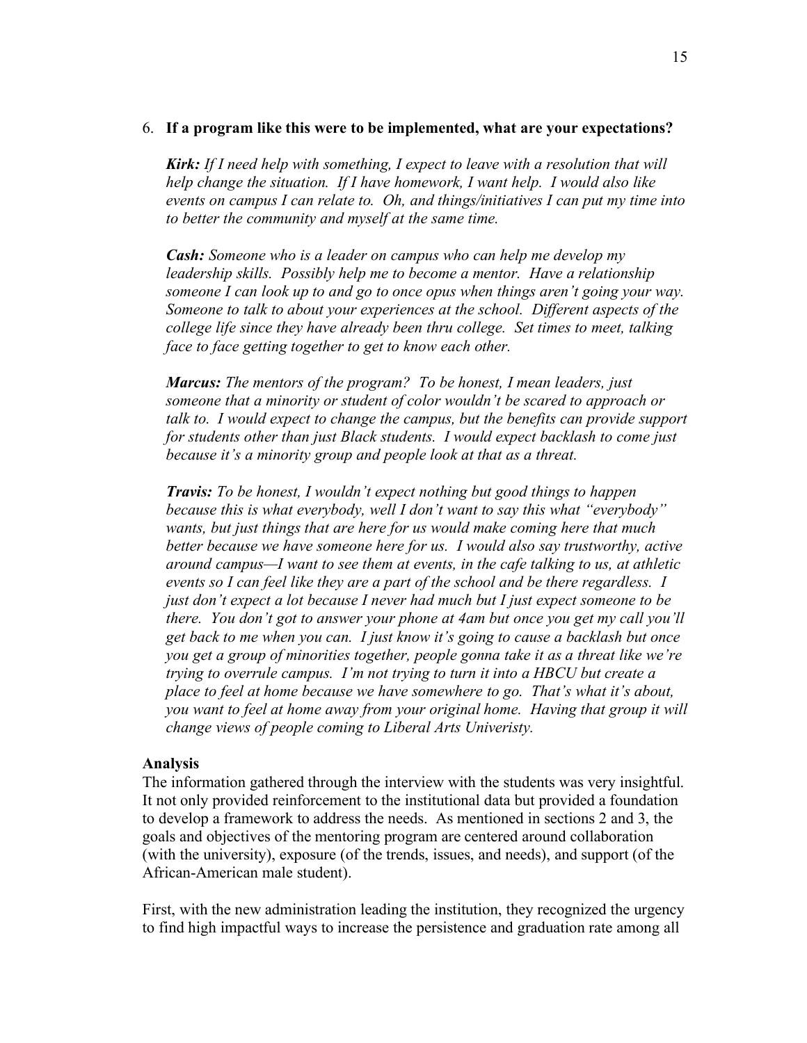6. **If a program like this were to be implemented, what are your expectations?**

   ***Kirk:*** *If I need help with something, I expect to leave with a resolution that will help change the situation. If I have homework, I want help. I would also like events on campus I can relate to. Oh, and things/initiatives I can put my time into to better the community and myself at the same time.*

   ***Cash:*** *Someone who is a leader on campus who can help me develop my leadership skills. Possibly help me to become a mentor. Have a relationship someone I can look up to and go to once opus when things aren't going your way. Someone to talk to about your experiences at the school. Different aspects of the college life since they have already been thru college. Set times to meet, talking face to face getting together to get to know each other.*

   ***Marcus:*** *The mentors of the program? To be honest, I mean leaders, just someone that a minority or student of color wouldn't be scared to approach or talk to. I would expect to change the campus, but the benefits can provide support for students other than just Black students. I would expect backlash to come just because it's a minority group and people look at that as a threat.*

   ***Travis:*** *To be honest, I wouldn't expect nothing but good things to happen because this is what everybody, well I don't want to say this what "everybody" wants, but just things that are here for us would make coming here that much better because we have someone here for us. I would also say trustworthy, active around campus—I want to see them at events, in the cafe talking to us, at athletic events so I can feel like they are a part of the school and be there regardless. I just don't expect a lot because I never had much but I just expect someone to be there. You don't got to answer your phone at 4am but once you get my call you'll get back to me when you can. I just know it's going to cause a backlash but once you get a group of minorities together, people gonna take it as a threat like we're trying to overrule campus. I'm not trying to turn it into a HBCU but create a place to feel at home because we have somewhere to go. That's what it's about, you want to feel at home away from your original home. Having that group it will change views of people coming to Liberal Arts Univeristy.*

**Analysis**

The information gathered through the interview with the students was very insightful. It not only provided reinforcement to the institutional data but provided a foundation to develop a framework to address the needs. As mentioned in sections 2 and 3, the goals and objectives of the mentoring program are centered around collaboration (with the university), exposure (of the trends, issues, and needs), and support (of the African-American male student).

First, with the new administration leading the institution, they recognized the urgency to find high impactful ways to increase the persistence and graduation rate among all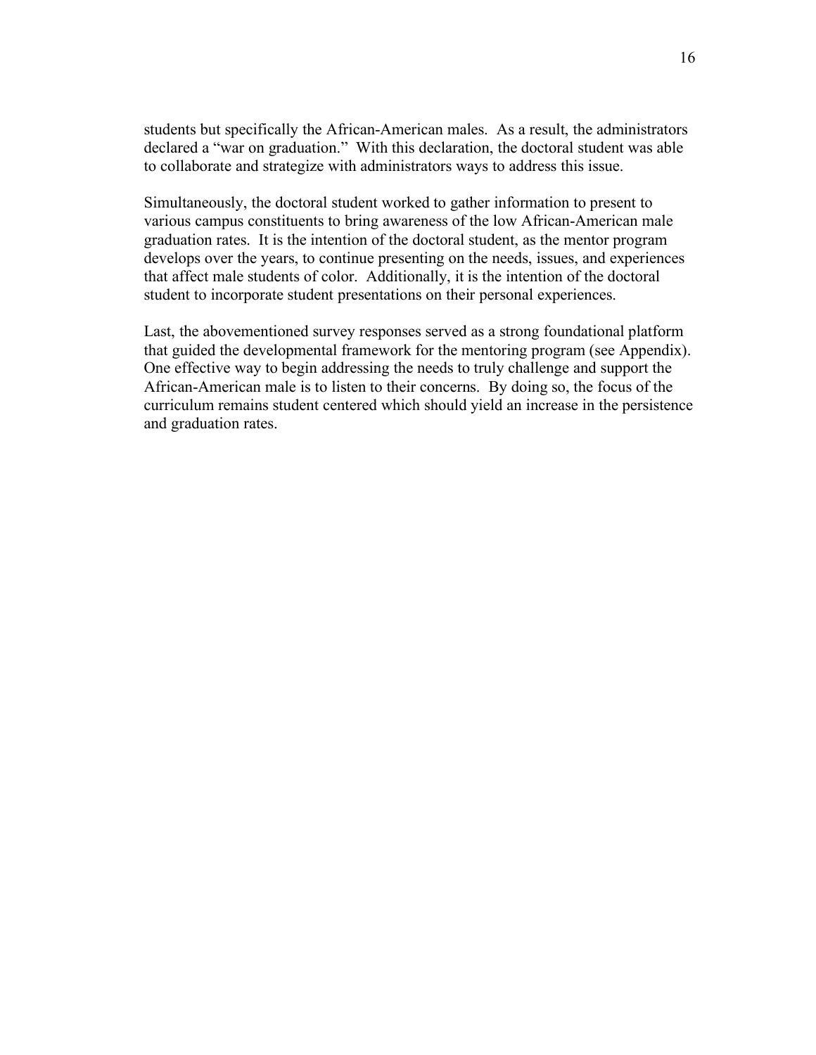students but specifically the African-American males. As a result, the administrators declared a "war on graduation." With this declaration, the doctoral student was able to collaborate and strategize with administrators ways to address this issue.

Simultaneously, the doctoral student worked to gather information to present to various campus constituents to bring awareness of the low African-American male graduation rates. It is the intention of the doctoral student, as the mentor program develops over the years, to continue presenting on the needs, issues, and experiences that affect male students of color. Additionally, it is the intention of the doctoral student to incorporate student presentations on their personal experiences.

Last, the abovementioned survey responses served as a strong foundational platform that guided the developmental framework for the mentoring program (see Appendix). One effective way to begin addressing the needs to truly challenge and support the African-American male is to listen to their concerns. By doing so, the focus of the curriculum remains student centered which should yield an increase in the persistence and graduation rates.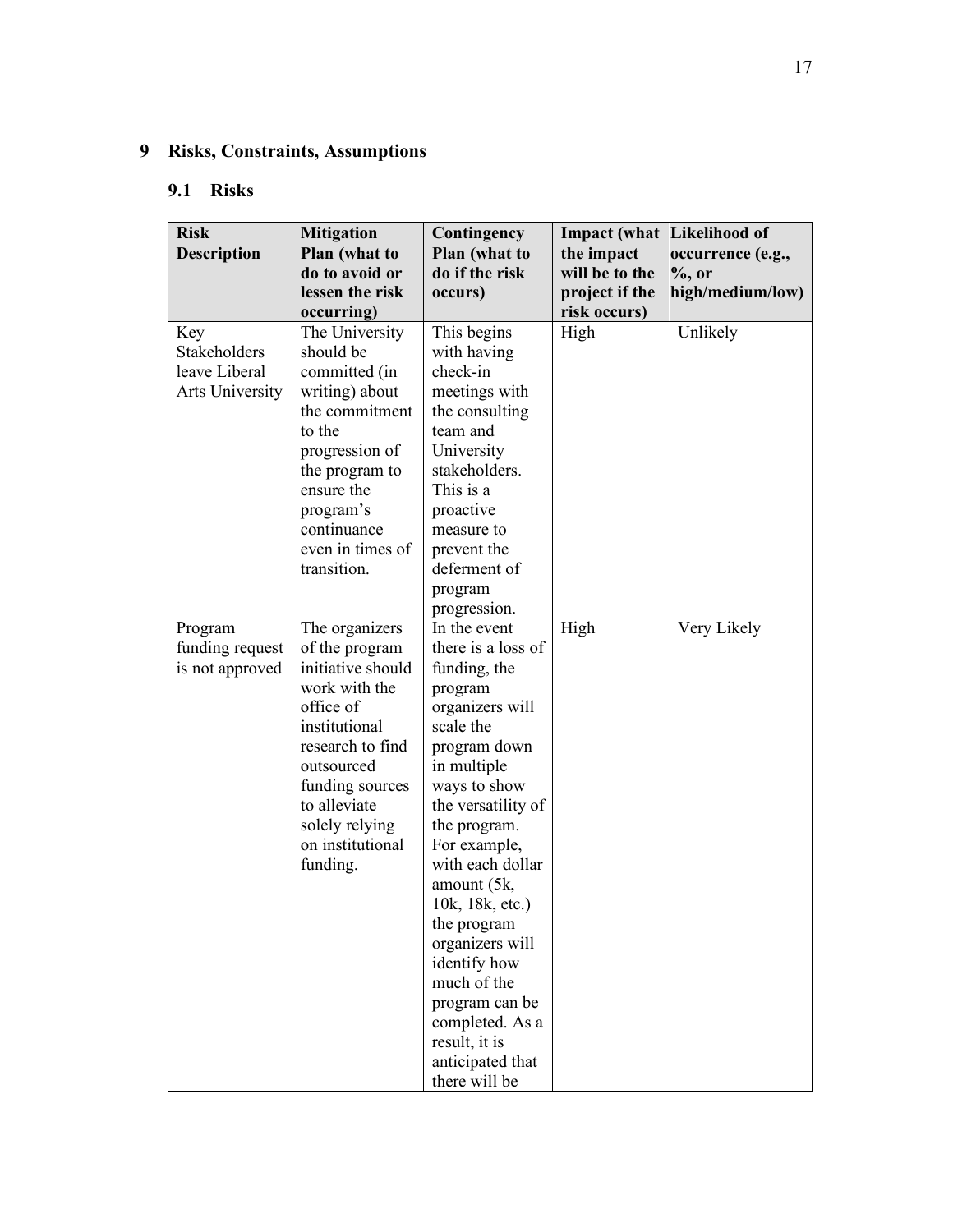# 9 Risks, Constraints, Assumptions

## 9.1 Risks

| Risk Description | Mitigation Plan (what to do to avoid or lessen the risk occurring) | Contingency Plan (what to do if the risk occurs) | Impact (what the impact will be to the project if the risk occurs) | Likelihood of occurrence (e.g., %, or high/medium/low) |
|---|---|---|---|---|
| Key Stakeholders leave Liberal Arts University | The University should be committed (in writing) about the commitment to the progression of the program to ensure the program's continuance even in times of transition. | This begins with having check-in meetings with the consulting team and University stakeholders. This is a proactive measure to prevent the deferment of program progression. | High | Unlikely |
| Program funding request is not approved | The organizers of the program initiative should work with the office of institutional research to find outsourced funding sources to alleviate solely relying on institutional funding. | In the event there is a loss of funding, the program organizers will scale the program down in multiple ways to show the versatility of the program. For example, with each dollar amount (5k, 10k, 18k, etc.) the program organizers will identify how much of the program can be completed. As a result, it is anticipated that there will be | High | Very Likely |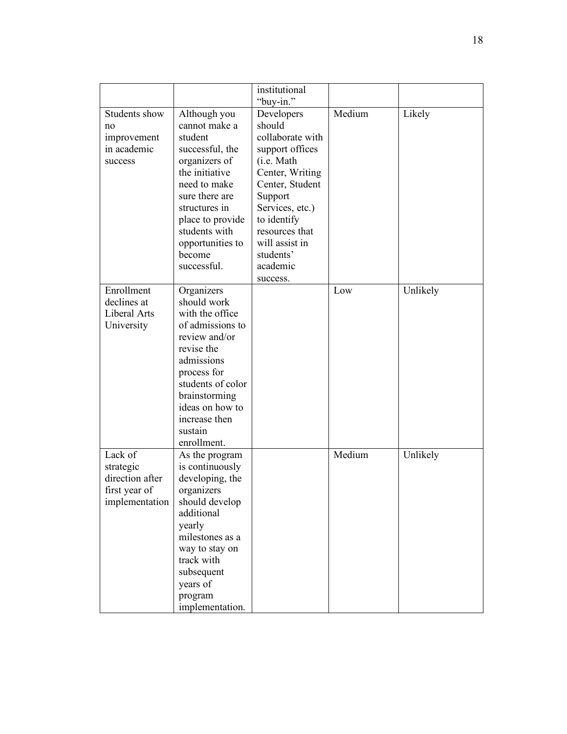| | | | | |
|---|---|---|---|---|
| | | institutional "buy-in." | | |
| Students show no improvement in academic success | Although you cannot make a student successful, the organizers of the initiative need to make sure there are structures in place to provide students with opportunities to become successful. | Developers should collaborate with support offices (i.e. Math Center, Writing Center, Student Support Services, etc.) to identify resources that will assist in students' academic success. | Medium | Likely |
| Enrollment declines at Liberal Arts University | Organizers should work with the office of admissions to review and/or revise the admissions process for students of color brainstorming ideas on how to increase then sustain enrollment. | | Low | Unlikely |
| Lack of strategic direction after first year of implementation | As the program is continuously developing, the organizers should develop additional yearly milestones as a way to stay on track with subsequent years of program implementation. | | Medium | Unlikely |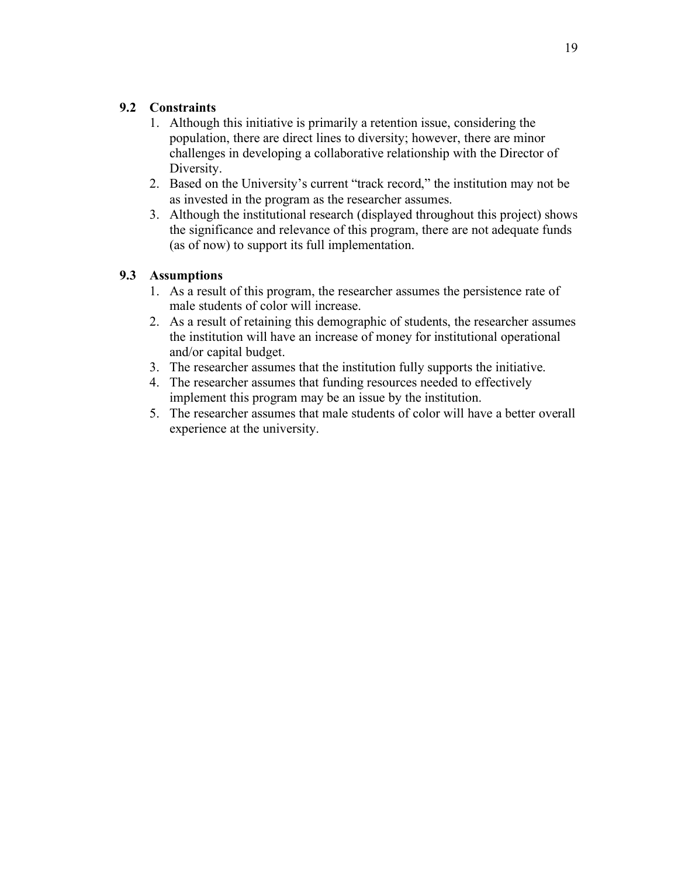### 9.2 Constraints

1. Although this initiative is primarily a retention issue, considering the population, there are direct lines to diversity; however, there are minor challenges in developing a collaborative relationship with the Director of Diversity.
2. Based on the University's current "track record," the institution may not be as invested in the program as the researcher assumes.
3. Although the institutional research (displayed throughout this project) shows the significance and relevance of this program, there are not adequate funds (as of now) to support its full implementation.

### 9.3 Assumptions

1. As a result of this program, the researcher assumes the persistence rate of male students of color will increase.
2. As a result of retaining this demographic of students, the researcher assumes the institution will have an increase of money for institutional operational and/or capital budget.
3. The researcher assumes that the institution fully supports the initiative.
4. The researcher assumes that funding resources needed to effectively implement this program may be an issue by the institution.
5. The researcher assumes that male students of color will have a better overall experience at the university.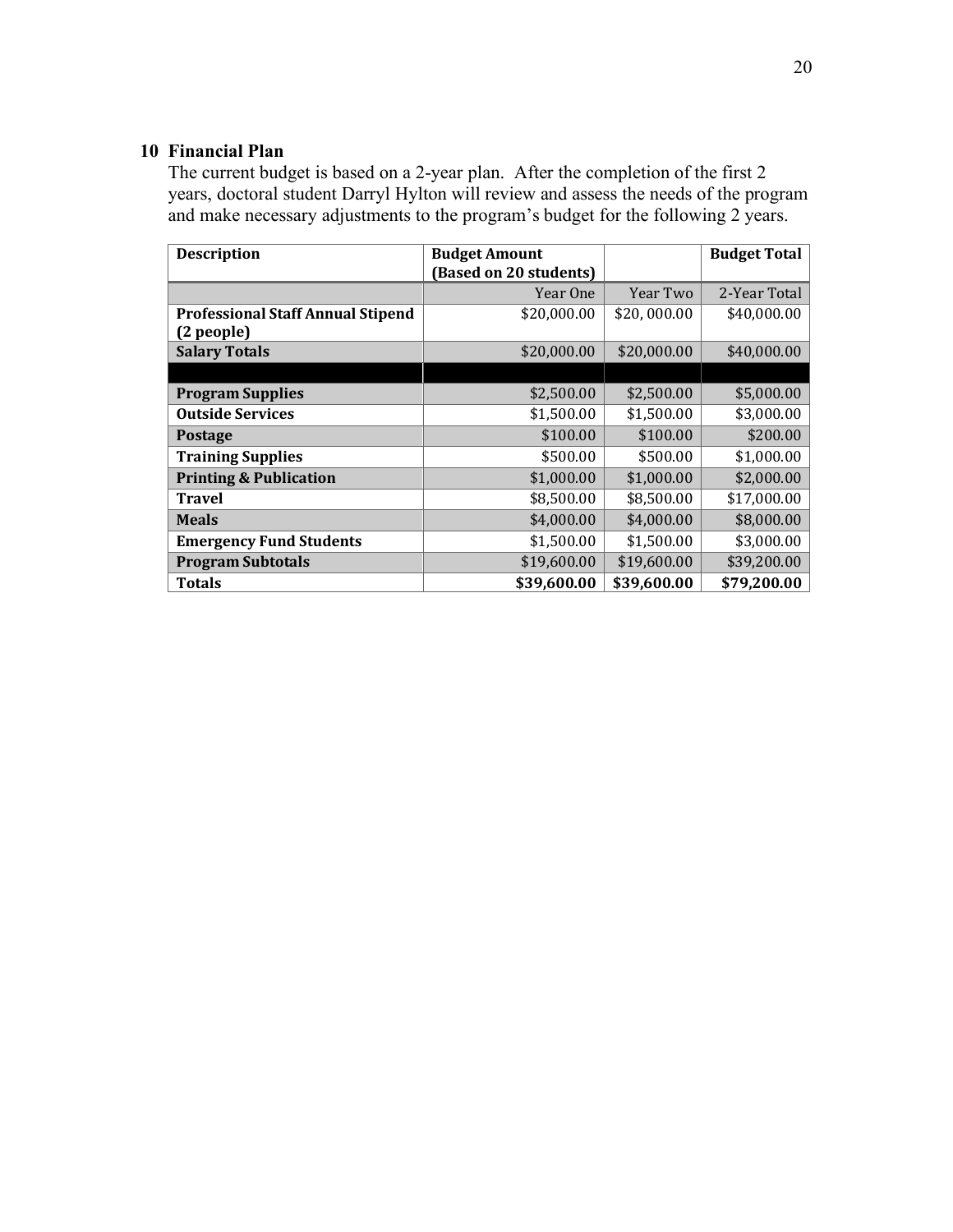## 10 Financial Plan

The current budget is based on a 2-year plan. After the completion of the first 2 years, doctoral student Darryl Hylton will review and assess the needs of the program and make necessary adjustments to the program's budget for the following 2 years.

| Description | Budget Amount (Based on 20 students) | | Budget Total |
|---|---|---|---|
| | Year One | Year Two | 2-Year Total |
| **Professional Staff Annual Stipend (2 people)** | $20,000.00 | $20, 000.00 | $40,000.00 |
| **Salary Totals** | $20,000.00 | $20,000.00 | $40,000.00 |
| | | | |
| **Program Supplies** | $2,500.00 | $2,500.00 | $5,000.00 |
| **Outside Services** | $1,500.00 | $1,500.00 | $3,000.00 |
| **Postage** | $100.00 | $100.00 | $200.00 |
| **Training Supplies** | $500.00 | $500.00 | $1,000.00 |
| **Printing & Publication** | $1,000.00 | $1,000.00 | $2,000.00 |
| **Travel** | $8,500.00 | $8,500.00 | $17,000.00 |
| **Meals** | $4,000.00 | $4,000.00 | $8,000.00 |
| **Emergency Fund Students** | $1,500.00 | $1,500.00 | $3,000.00 |
| **Program Subtotals** | $19,600.00 | $19,600.00 | $39,200.00 |
| **Totals** | **$39,600.00** | **$39,600.00** | **$79,200.00** |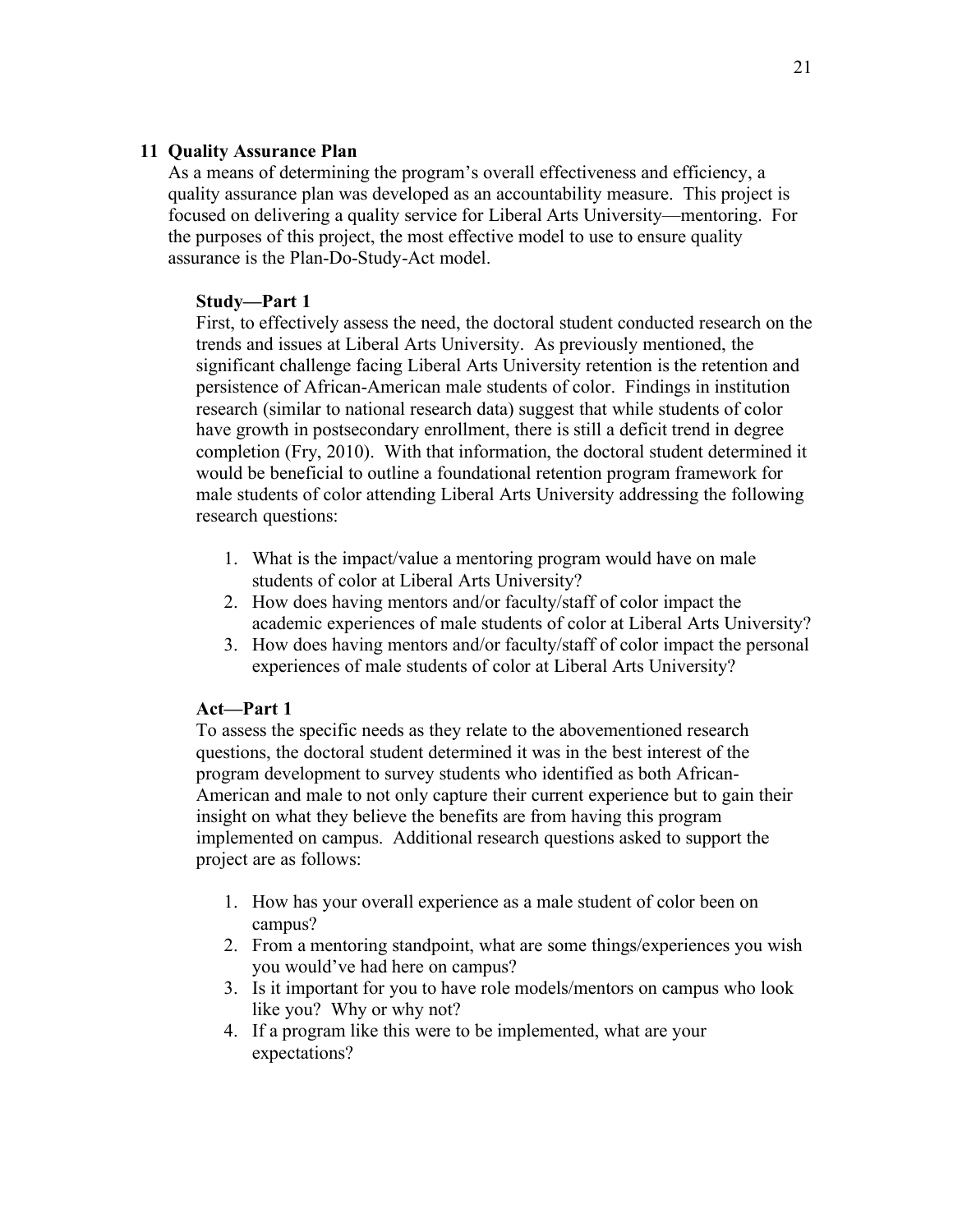## 11 Quality Assurance Plan

As a means of determining the program's overall effectiveness and efficiency, a quality assurance plan was developed as an accountability measure. This project is focused on delivering a quality service for Liberal Arts University—mentoring. For the purposes of this project, the most effective model to use to ensure quality assurance is the Plan-Do-Study-Act model.

### Study—Part 1

First, to effectively assess the need, the doctoral student conducted research on the trends and issues at Liberal Arts University. As previously mentioned, the significant challenge facing Liberal Arts University retention is the retention and persistence of African-American male students of color. Findings in institution research (similar to national research data) suggest that while students of color have growth in postsecondary enrollment, there is still a deficit trend in degree completion (Fry, 2010). With that information, the doctoral student determined it would be beneficial to outline a foundational retention program framework for male students of color attending Liberal Arts University addressing the following research questions:

1. What is the impact/value a mentoring program would have on male students of color at Liberal Arts University?
2. How does having mentors and/or faculty/staff of color impact the academic experiences of male students of color at Liberal Arts University?
3. How does having mentors and/or faculty/staff of color impact the personal experiences of male students of color at Liberal Arts University?

### Act—Part 1

To assess the specific needs as they relate to the abovementioned research questions, the doctoral student determined it was in the best interest of the program development to survey students who identified as both African-American and male to not only capture their current experience but to gain their insight on what they believe the benefits are from having this program implemented on campus. Additional research questions asked to support the project are as follows:

1. How has your overall experience as a male student of color been on campus?
2. From a mentoring standpoint, what are some things/experiences you wish you would've had here on campus?
3. Is it important for you to have role models/mentors on campus who look like you? Why or why not?
4. If a program like this were to be implemented, what are your expectations?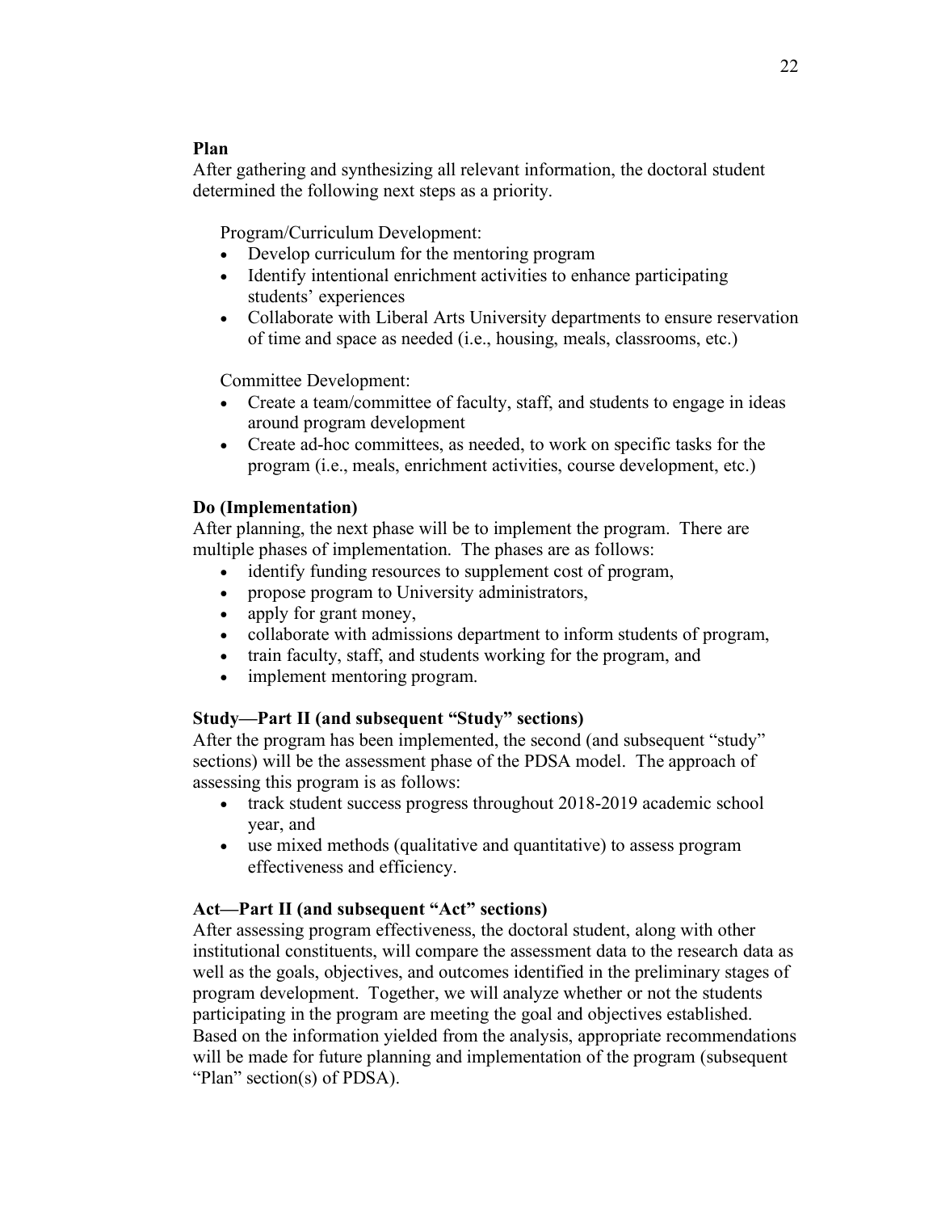**Plan**

After gathering and synthesizing all relevant information, the doctoral student determined the following next steps as a priority.

Program/Curriculum Development:

- Develop curriculum for the mentoring program
- Identify intentional enrichment activities to enhance participating students' experiences
- Collaborate with Liberal Arts University departments to ensure reservation of time and space as needed (i.e., housing, meals, classrooms, etc.)

Committee Development:

- Create a team/committee of faculty, staff, and students to engage in ideas around program development
- Create ad-hoc committees, as needed, to work on specific tasks for the program (i.e., meals, enrichment activities, course development, etc.)

**Do (Implementation)**

After planning, the next phase will be to implement the program. There are multiple phases of implementation. The phases are as follows:

- identify funding resources to supplement cost of program,
- propose program to University administrators,
- apply for grant money,
- collaborate with admissions department to inform students of program,
- train faculty, staff, and students working for the program, and
- implement mentoring program.

**Study—Part II (and subsequent "Study" sections)**

After the program has been implemented, the second (and subsequent "study" sections) will be the assessment phase of the PDSA model. The approach of assessing this program is as follows:

- track student success progress throughout 2018-2019 academic school year, and
- use mixed methods (qualitative and quantitative) to assess program effectiveness and efficiency.

**Act—Part II (and subsequent "Act" sections)**

After assessing program effectiveness, the doctoral student, along with other institutional constituents, will compare the assessment data to the research data as well as the goals, objectives, and outcomes identified in the preliminary stages of program development. Together, we will analyze whether or not the students participating in the program are meeting the goal and objectives established. Based on the information yielded from the analysis, appropriate recommendations will be made for future planning and implementation of the program (subsequent "Plan" section(s) of PDSA).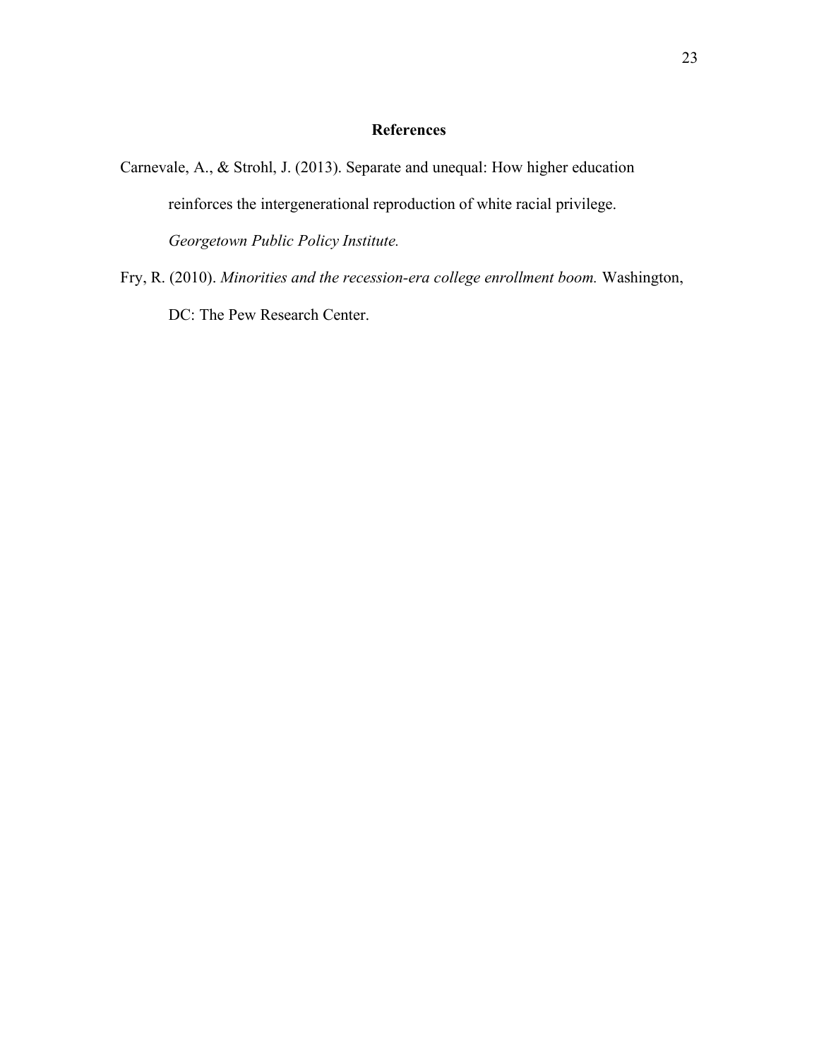## References

Carnevale, A., & Strohl, J. (2013). Separate and unequal: How higher education reinforces the intergenerational reproduction of white racial privilege. *Georgetown Public Policy Institute.*

Fry, R. (2010). *Minorities and the recession-era college enrollment boom.* Washington, DC: The Pew Research Center.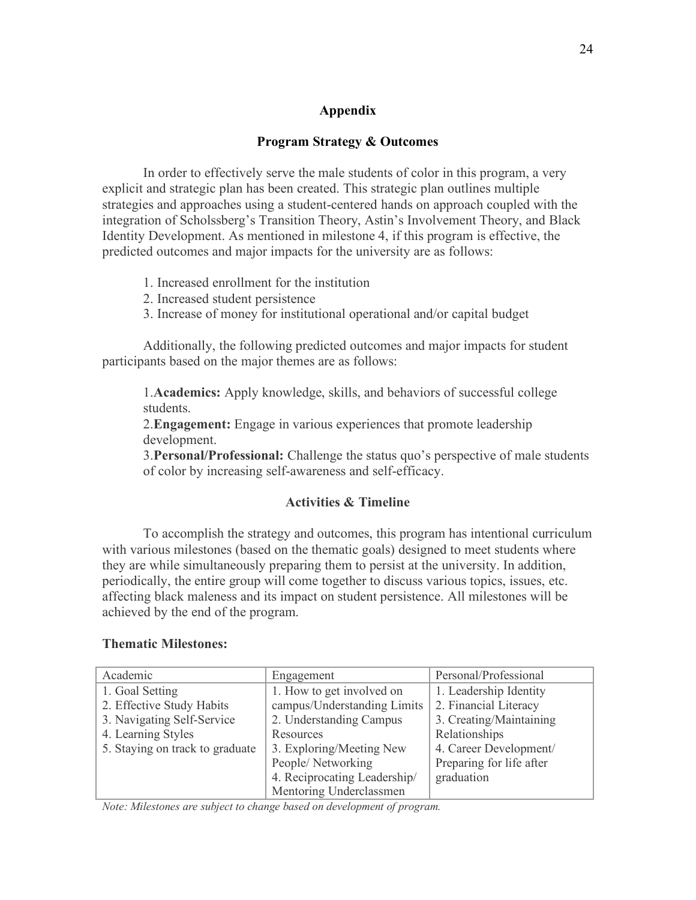## Appendix

### Program Strategy & Outcomes

In order to effectively serve the male students of color in this program, a very explicit and strategic plan has been created. This strategic plan outlines multiple strategies and approaches using a student-centered hands on approach coupled with the integration of Scholssberg's Transition Theory, Astin's Involvement Theory, and Black Identity Development. As mentioned in milestone 4, if this program is effective, the predicted outcomes and major impacts for the university are as follows:

1. Increased enrollment for the institution
2. Increased student persistence
3. Increase of money for institutional operational and/or capital budget

Additionally, the following predicted outcomes and major impacts for student participants based on the major themes are as follows:

1. **Academics:** Apply knowledge, skills, and behaviors of successful college students.
2. **Engagement:** Engage in various experiences that promote leadership development.
3. **Personal/Professional:** Challenge the status quo's perspective of male students of color by increasing self-awareness and self-efficacy.

### Activities & Timeline

To accomplish the strategy and outcomes, this program has intentional curriculum with various milestones (based on the thematic goals) designed to meet students where they are while simultaneously preparing them to persist at the university. In addition, periodically, the entire group will come together to discuss various topics, issues, etc. affecting black maleness and its impact on student persistence. All milestones will be achieved by the end of the program.

**Thematic Milestones:**

| Academic | Engagement | Personal/Professional |
|---|---|---|
| 1. Goal Setting<br>2. Effective Study Habits<br>3. Navigating Self-Service<br>4. Learning Styles<br>5. Staying on track to graduate | 1. How to get involved on campus/Understanding Limits<br>2. Understanding Campus Resources<br>3. Exploring/Meeting New People/ Networking<br>4. Reciprocating Leadership/ Mentoring Underclassmen | 1. Leadership Identity<br>2. Financial Literacy<br>3. Creating/Maintaining Relationships<br>4. Career Development/ Preparing for life after graduation |

*Note: Milestones are subject to change based on development of program.*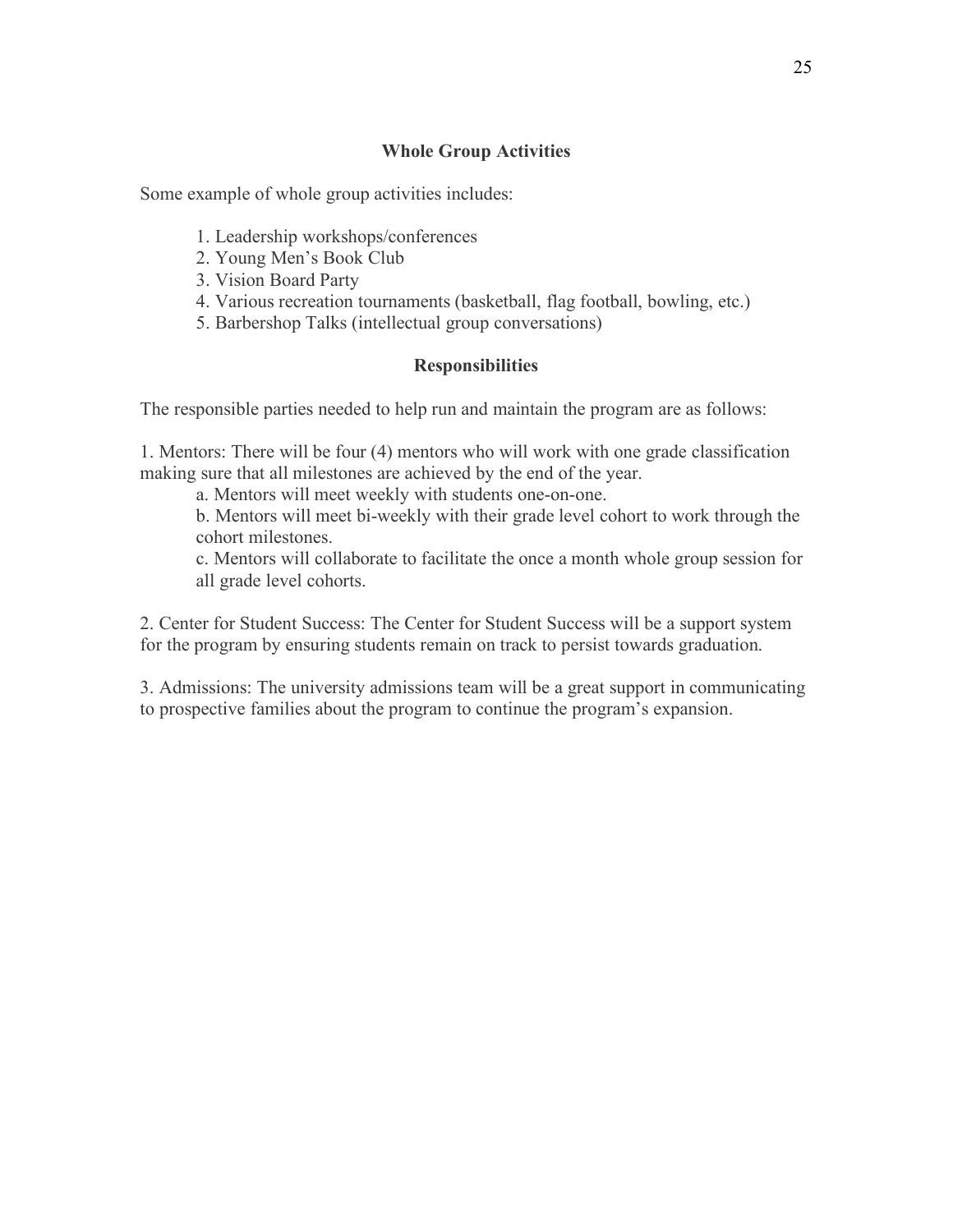## Whole Group Activities

Some example of whole group activities includes:

1. Leadership workshops/conferences
2. Young Men's Book Club
3. Vision Board Party
4. Various recreation tournaments (basketball, flag football, bowling, etc.)
5. Barbershop Talks (intellectual group conversations)

## Responsibilities

The responsible parties needed to help run and maintain the program are as follows:

1. Mentors: There will be four (4) mentors who will work with one grade classification making sure that all milestones are achieved by the end of the year.
   a. Mentors will meet weekly with students one-on-one.
   b. Mentors will meet bi-weekly with their grade level cohort to work through the cohort milestones.
   c. Mentors will collaborate to facilitate the once a month whole group session for all grade level cohorts.

2. Center for Student Success: The Center for Student Success will be a support system for the program by ensuring students remain on track to persist towards graduation.

3. Admissions: The university admissions team will be a great support in communicating to prospective families about the program to continue the program's expansion.